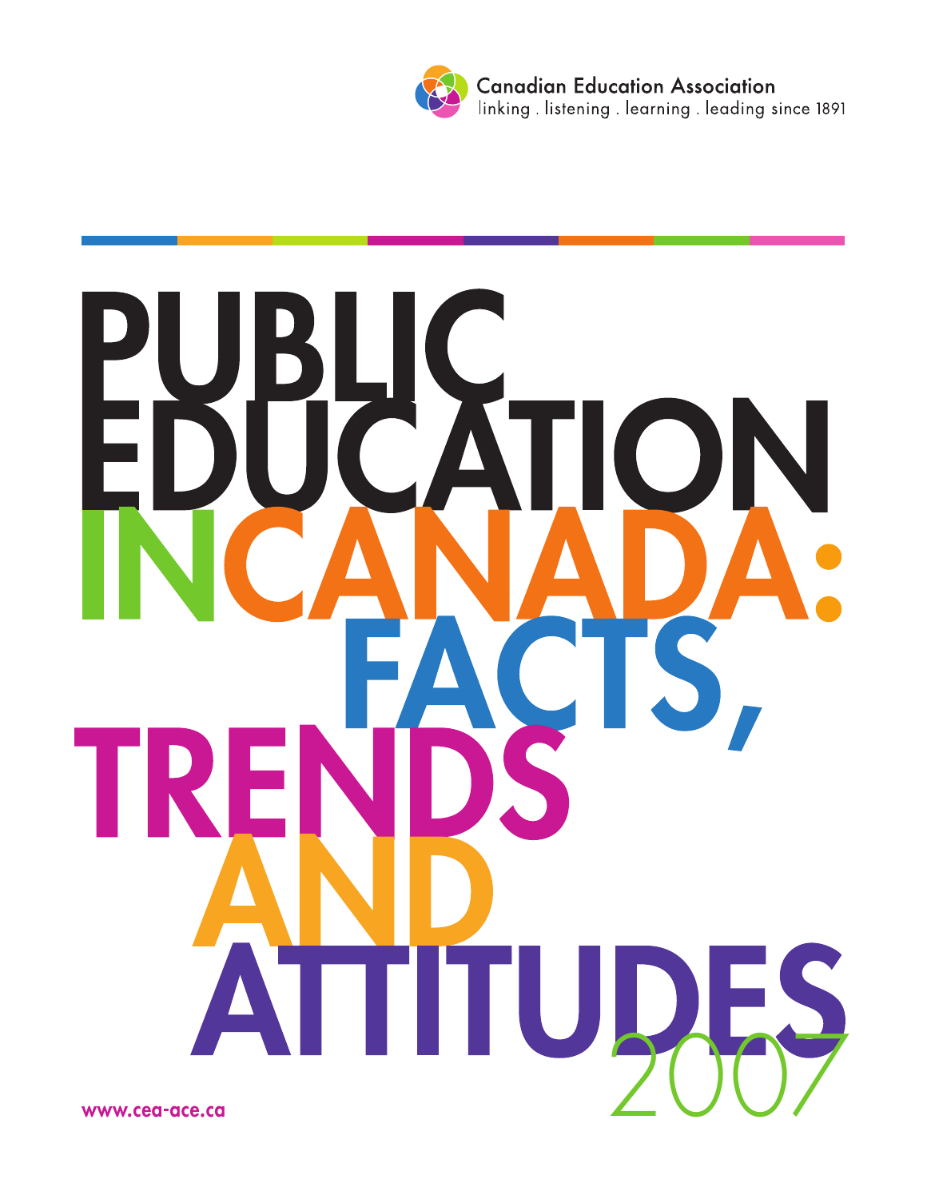Canadian Education Association

linking . listening . learning . leading since 1891

# PUBLIC EDUCATION IN CANADA: FACTS, TRENDS AND ATTITUDES 2007

www.cea-ace.ca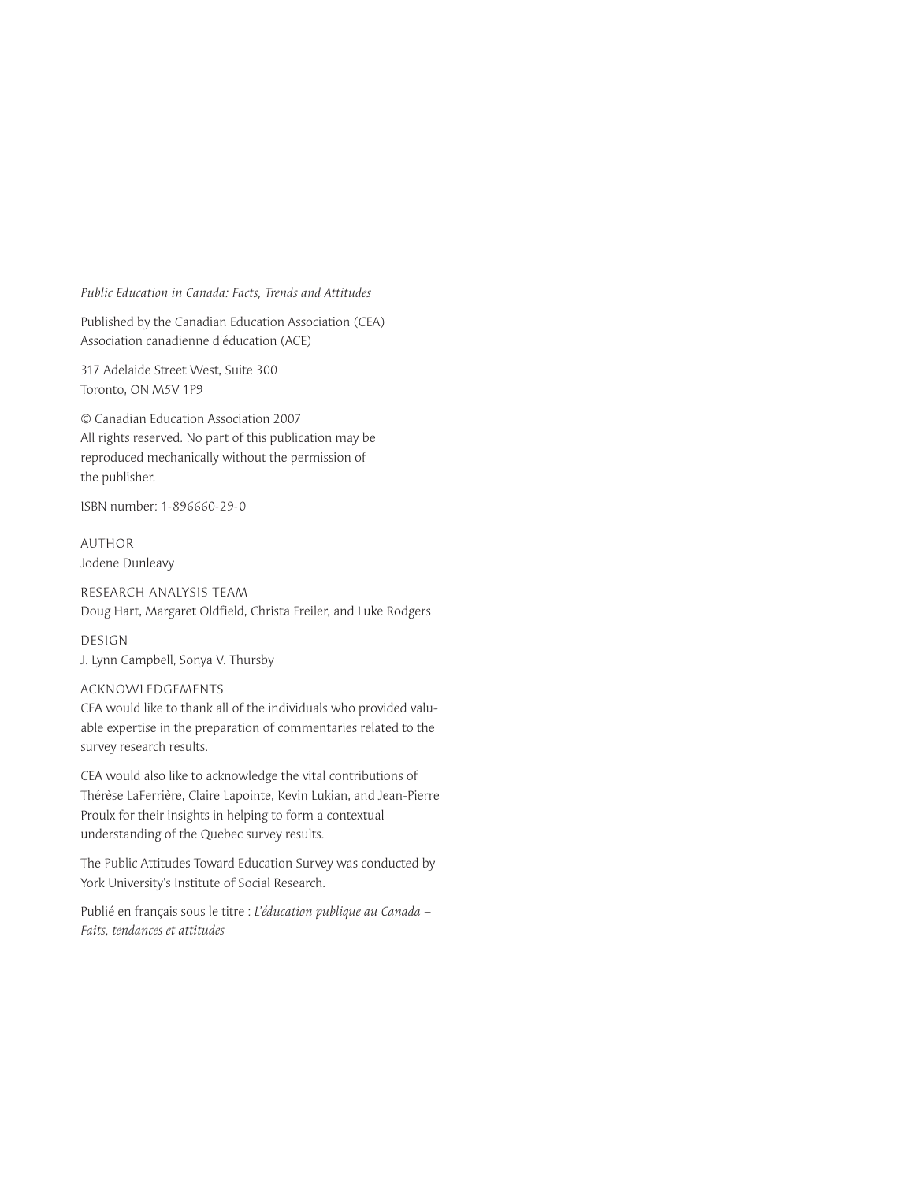*Public Education in Canada: Facts, Trends and Attitudes*

Published by the Canadian Education Association (CEA)
Association canadienne d'éducation (ACE)

317 Adelaide Street West, Suite 300
Toronto, ON M5V 1P9

© Canadian Education Association 2007
All rights reserved. No part of this publication may be reproduced mechanically without the permission of the publisher.

ISBN number: 1-896660-29-0

AUTHOR
Jodene Dunleavy

RESEARCH ANALYSIS TEAM
Doug Hart, Margaret Oldfield, Christa Freiler, and Luke Rodgers

DESIGN
J. Lynn Campbell, Sonya V. Thursby

ACKNOWLEDGEMENTS
CEA would like to thank all of the individuals who provided valuable expertise in the preparation of commentaries related to the survey research results.

CEA would also like to acknowledge the vital contributions of Thérèse LaFerrière, Claire Lapointe, Kevin Lukian, and Jean-Pierre Proulx for their insights in helping to form a contextual understanding of the Quebec survey results.

The Public Attitudes Toward Education Survey was conducted by York University's Institute of Social Research.

Publié en français sous le titre : *L'éducation publique au Canada – Faits, tendances et attitudes*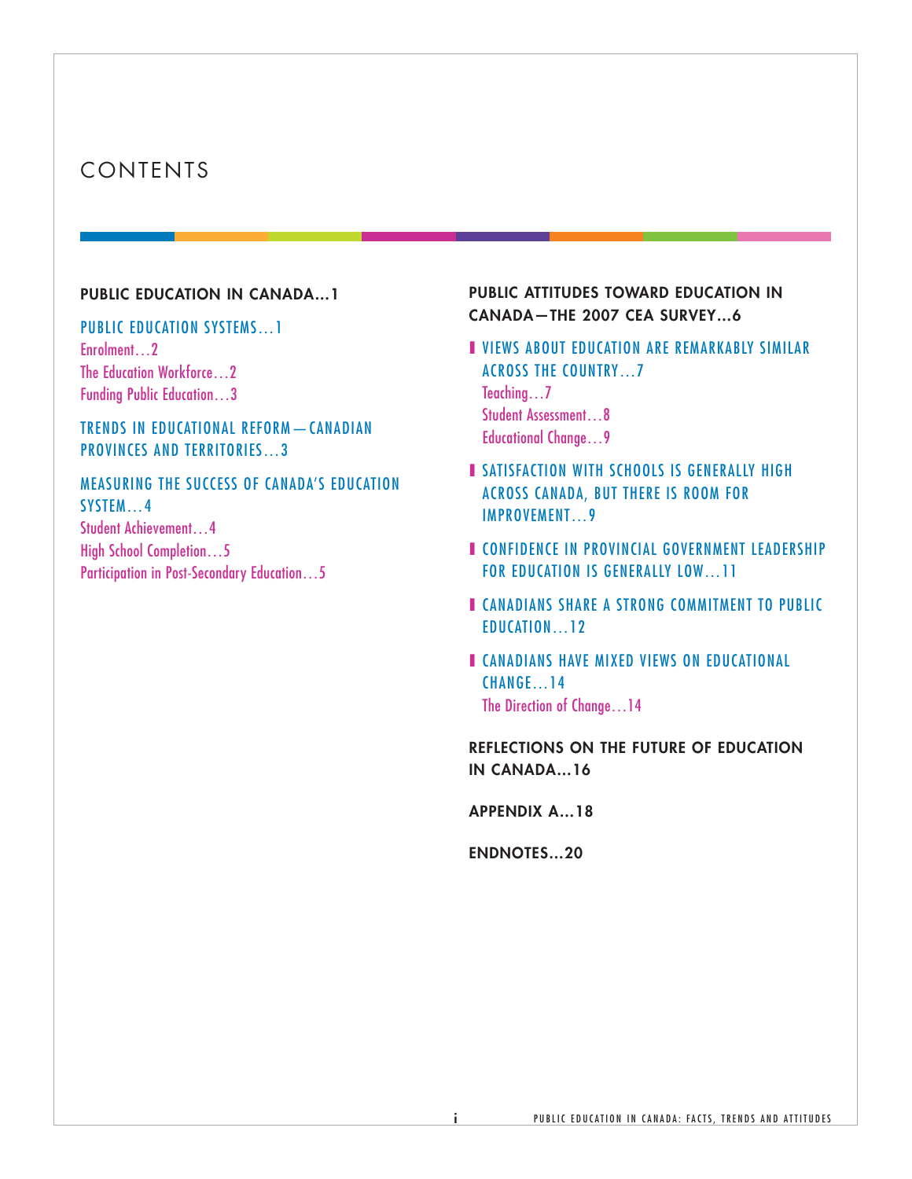# CONTENTS

**PUBLIC EDUCATION IN CANADA...1**

PUBLIC EDUCATION SYSTEMS…1
- Enrolment…2
- The Education Workforce…2
- Funding Public Education…3

TRENDS IN EDUCATIONAL REFORM—CANADIAN PROVINCES AND TERRITORIES…3

MEASURING THE SUCCESS OF CANADA'S EDUCATION SYSTEM…4
- Student Achievement…4
- High School Completion…5
- Participation in Post-Secondary Education…5

**PUBLIC ATTITUDES TOWARD EDUCATION IN CANADA—THE 2007 CEA SURVEY...6**

VIEWS ABOUT EDUCATION ARE REMARKABLY SIMILAR ACROSS THE COUNTRY…7
- Teaching…7
- Student Assessment…8
- Educational Change…9

SATISFACTION WITH SCHOOLS IS GENERALLY HIGH ACROSS CANADA, BUT THERE IS ROOM FOR IMPROVEMENT…9

CONFIDENCE IN PROVINCIAL GOVERNMENT LEADERSHIP FOR EDUCATION IS GENERALLY LOW…11

CANADIANS SHARE A STRONG COMMITMENT TO PUBLIC EDUCATION…12

CANADIANS HAVE MIXED VIEWS ON EDUCATIONAL CHANGE…14
- The Direction of Change…14

**REFLECTIONS ON THE FUTURE OF EDUCATION IN CANADA...16**

**APPENDIX A...18**

**ENDNOTES...20**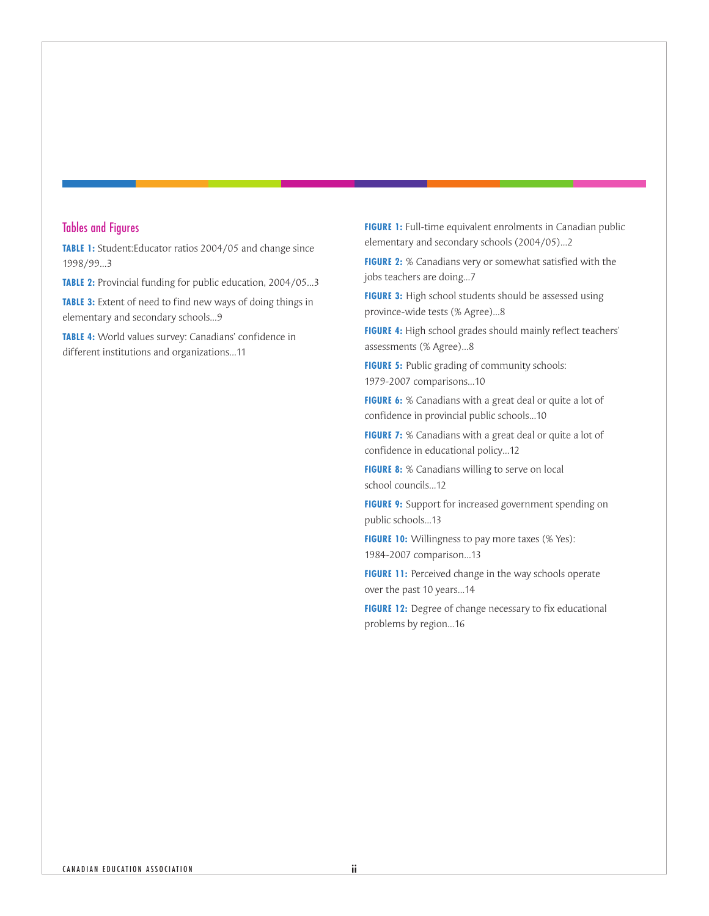## Tables and Figures

**TABLE 1:** Student:Educator ratios 2004/05 and change since 1998/99...3

**TABLE 2:** Provincial funding for public education, 2004/05...3

**TABLE 3:** Extent of need to find new ways of doing things in elementary and secondary schools...9

**TABLE 4:** World values survey: Canadians' confidence in different institutions and organizations...11

**FIGURE 1:** Full-time equivalent enrolments in Canadian public elementary and secondary schools (2004/05)...2

**FIGURE 2:** % Canadians very or somewhat satisfied with the jobs teachers are doing...7

**FIGURE 3:** High school students should be assessed using province-wide tests (% Agree)...8

**FIGURE 4:** High school grades should mainly reflect teachers' assessments (% Agree)...8

**FIGURE 5:** Public grading of community schools: 1979-2007 comparisons...10

**FIGURE 6:** % Canadians with a great deal or quite a lot of confidence in provincial public schools...10

**FIGURE 7:** % Canadians with a great deal or quite a lot of confidence in educational policy...12

**FIGURE 8:** % Canadians willing to serve on local school councils...12

**FIGURE 9:** Support for increased government spending on public schools...13

**FIGURE 10:** Willingness to pay more taxes (% Yes): 1984-2007 comparison...13

**FIGURE 11:** Perceived change in the way schools operate over the past 10 years...14

**FIGURE 12:** Degree of change necessary to fix educational problems by region...16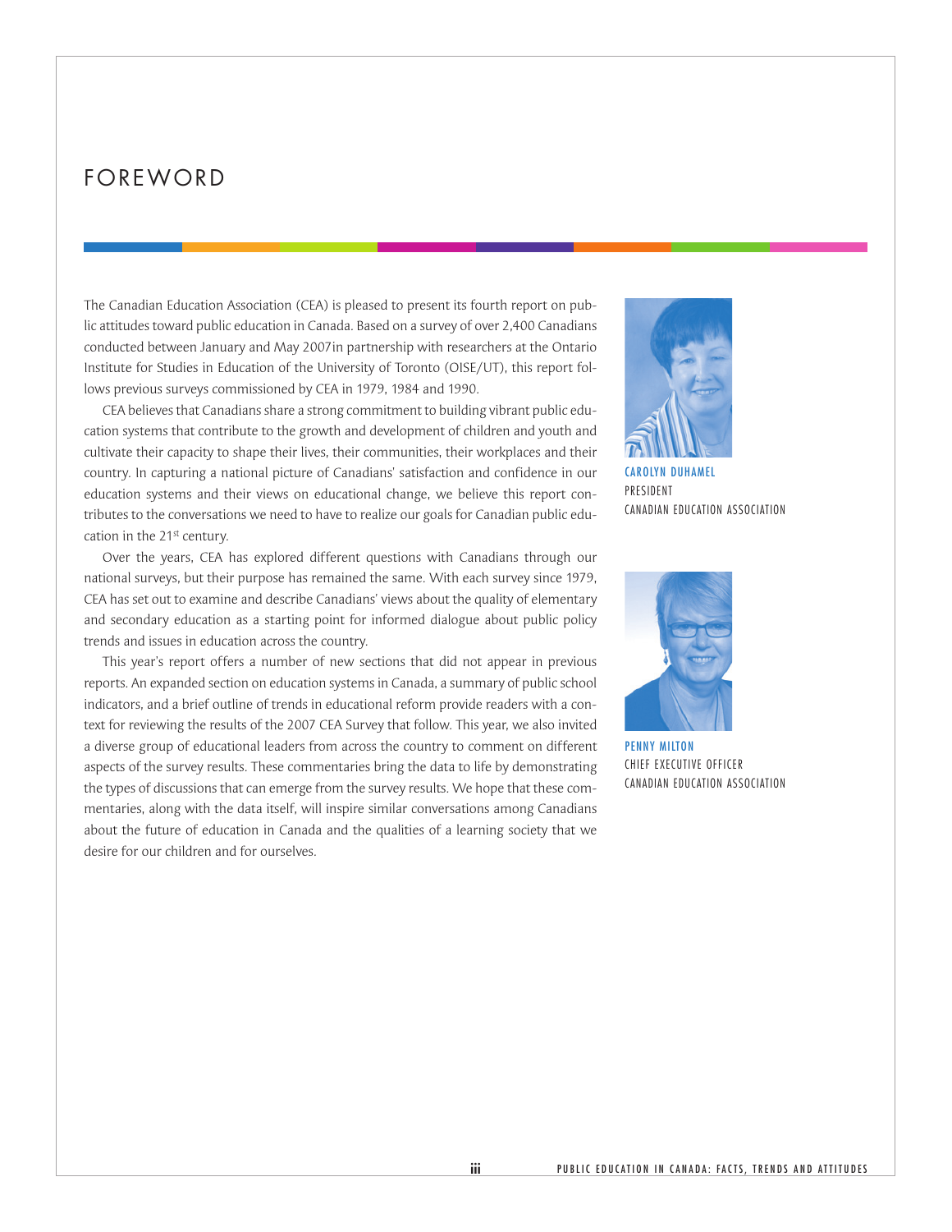# FOREWORD

The Canadian Education Association (CEA) is pleased to present its fourth report on public attitudes toward public education in Canada. Based on a survey of over 2,400 Canadians conducted between January and May 2007in partnership with researchers at the Ontario Institute for Studies in Education of the University of Toronto (OISE/UT), this report follows previous surveys commissioned by CEA in 1979, 1984 and 1990.

CEA believes that Canadians share a strong commitment to building vibrant public education systems that contribute to the growth and development of children and youth and cultivate their capacity to shape their lives, their communities, their workplaces and their country. In capturing a national picture of Canadians' satisfaction and confidence in our education systems and their views on educational change, we believe this report contributes to the conversations we need to have to realize our goals for Canadian public education in the 21st century.

Over the years, CEA has explored different questions with Canadians through our national surveys, but their purpose has remained the same. With each survey since 1979, CEA has set out to examine and describe Canadians' views about the quality of elementary and secondary education as a starting point for informed dialogue about public policy trends and issues in education across the country.

This year's report offers a number of new sections that did not appear in previous reports. An expanded section on education systems in Canada, a summary of public school indicators, and a brief outline of trends in educational reform provide readers with a context for reviewing the results of the 2007 CEA Survey that follow. This year, we also invited a diverse group of educational leaders from across the country to comment on different aspects of the survey results. These commentaries bring the data to life by demonstrating the types of discussions that can emerge from the survey results. We hope that these commentaries, along with the data itself, will inspire similar conversations among Canadians about the future of education in Canada and the qualities of a learning society that we desire for our children and for ourselves.

CAROLYN DUHAMEL
PRESIDENT
CANADIAN EDUCATION ASSOCIATION

PENNY MILTON
CHIEF EXECUTIVE OFFICER
CANADIAN EDUCATION ASSOCIATION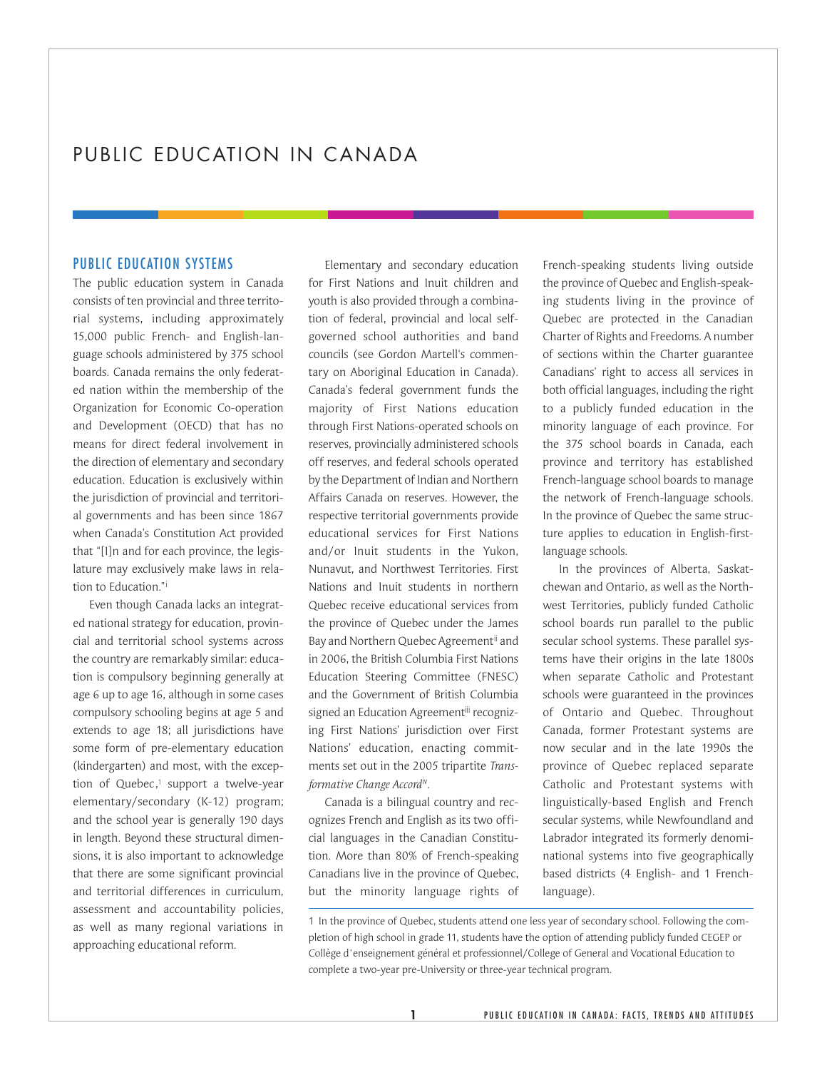# PUBLIC EDUCATION IN CANADA

## PUBLIC EDUCATION SYSTEMS

The public education system in Canada consists of ten provincial and three territorial systems, including approximately 15,000 public French- and English-language schools administered by 375 school boards. Canada remains the only federated nation within the membership of the Organization for Economic Co-operation and Development (OECD) that has no means for direct federal involvement in the direction of elementary and secondary education. Education is exclusively within the jurisdiction of provincial and territorial governments and has been since 1867 when Canada's Constitution Act provided that "[I]n and for each province, the legislature may exclusively make laws in relation to Education."[i]

Even though Canada lacks an integrated national strategy for education, provincial and territorial school systems across the country are remarkably similar: education is compulsory beginning generally at age 6 up to age 16, although in some cases compulsory schooling begins at age 5 and extends to age 18; all jurisdictions have some form of pre-elementary education (kindergarten) and most, with the exception of Quebec,[1] support a twelve-year elementary/secondary (K-12) program; and the school year is generally 190 days in length. Beyond these structural dimensions, it is also important to acknowledge that there are some significant provincial and territorial differences in curriculum, assessment and accountability policies, as well as many regional variations in approaching educational reform.

Elementary and secondary education for First Nations and Inuit children and youth is also provided through a combination of federal, provincial and local self-governed school authorities and band councils (see Gordon Martell's commentary on Aboriginal Education in Canada). Canada's federal government funds the majority of First Nations education through First Nations-operated schools on reserves, provincially administered schools off reserves, and federal schools operated by the Department of Indian and Northern Affairs Canada on reserves. However, the respective territorial governments provide educational services for First Nations and/or Inuit students in the Yukon, Nunavut, and Northwest Territories. First Nations and Inuit students in northern Quebec receive educational services from the province of Quebec under the James Bay and Northern Quebec Agreement[ii] and in 2006, the British Columbia First Nations Education Steering Committee (FNESC) and the Government of British Columbia signed an Education Agreement[iii] recognizing First Nations' jurisdiction over First Nations' education, enacting commitments set out in the 2005 tripartite *Transformative Change Accord*[iv].

Canada is a bilingual country and recognizes French and English as its two official languages in the Canadian Constitution. More than 80% of French-speaking Canadians live in the province of Quebec, but the minority language rights of French-speaking students living outside the province of Quebec and English-speaking students living in the province of Quebec are protected in the Canadian Charter of Rights and Freedoms. A number of sections within the Charter guarantee Canadians' right to access all services in both official languages, including the right to a publicly funded education in the minority language of each province. For the 375 school boards in Canada, each province and territory has established French-language school boards to manage the network of French-language schools. In the province of Quebec the same structure applies to education in English-first-language schools.

In the provinces of Alberta, Saskatchewan and Ontario, as well as the Northwest Territories, publicly funded Catholic school boards run parallel to the public secular school systems. These parallel systems have their origins in the late 1800s when separate Catholic and Protestant schools were guaranteed in the provinces of Ontario and Quebec. Throughout Canada, former Protestant systems are now secular and in the late 1990s the province of Quebec replaced separate Catholic and Protestant systems with linguistically-based English and French secular systems, while Newfoundland and Labrador integrated its formerly denominational systems into five geographically based districts (4 English- and 1 French-language).

---

1 In the province of Quebec, students attend one less year of secondary school. Following the completion of high school in grade 11, students have the option of attending publicly funded CEGEP or Collège d'enseignement général et professionnel/College of General and Vocational Education to complete a two-year pre-University or three-year technical program.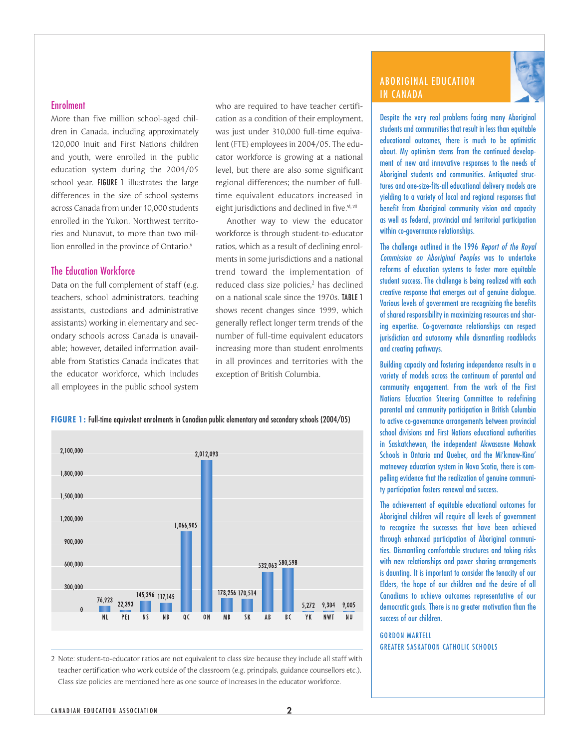## Enrolment

More than five million school-aged children in Canada, including approximately 120,000 Inuit and First Nations children and youth, were enrolled in the public education system during the 2004/05 school year. **FIGURE 1** illustrates the large differences in the size of school systems across Canada from under 10,000 students enrolled in the Yukon, Northwest territories and Nunavut, to more than two million enrolled in the province of Ontario.[v]

## The Education Workforce

Data on the full complement of staff (e.g. teachers, school administrators, teaching assistants, custodians and administrative assistants) working in elementary and secondary schools across Canada is unavailable; however, detailed information available from Statistics Canada indicates that the educator workforce, which includes all employees in the public school system who are required to have teacher certification as a condition of their employment, was just under 310,000 full-time equivalent (FTE) employees in 2004/05. The educator workforce is growing at a national level, but there are also some significant regional differences; the number of full-time equivalent educators increased in eight jurisdictions and declined in five.[vi, vii]

Another way to view the educator workforce is through student-to-educator ratios, which as a result of declining enrolments in some jurisdictions and a national trend toward the implementation of reduced class size policies,[2] has declined on a national scale since the 1970s. **TABLE 1** shows recent changes since 1999, which generally reflect longer term trends of the number of full-time equivalent educators increasing more than student enrolments in all provinces and territories with the exception of British Columbia.

**FIGURE 1:** Full-time equivalent enrolments in Canadian public elementary and secondary schools (2004/05)

| Jurisdiction | Enrolment |
|---|---|
| NL | 76,923 |
| PEI | 22,393 |
| NS | 145,396 |
| NB | 117,145 |
| QC | 1,066,905 |
| ON | 2,012,093 |
| MB | 178,256 |
| SK | 170,514 |
| AB | 532,063 |
| BC | 580,598 |
| YK | 5,272 |
| NWT | 9,304 |
| NU | 9,005 |

2 Note: student-to-educator ratios are not equivalent to class size because they include all staff with teacher certification who work outside of the classroom (e.g. principals, guidance counsellors etc.). Class size policies are mentioned here as one source of increases in the educator workforce.

## ABORIGINAL EDUCATION IN CANADA

Despite the very real problems facing many Aboriginal students and communities that result in less than equitable educational outcomes, there is much to be optimistic about. My optimism stems from the continued development of new and innovative responses to the needs of Aboriginal students and communities. Antiquated structures and one-size-fits-all educational delivery models are yielding to a variety of local and regional responses that benefit from Aboriginal community vision and capacity as well as federal, provincial and territorial participation within co-governance relationships.

The challenge outlined in the 1996 *Report of the Royal Commission on Aboriginal Peoples* was to undertake reforms of education systems to foster more equitable student success. The challenge is being realized with each creative response that emerges out of genuine dialogue. Various levels of government are recognizing the benefits of shared responsibility in maximizing resources and sharing expertise. Co-governance relationships can respect jurisdiction and autonomy while dismantling roadblocks and creating pathways.

Building capacity and fostering independence results in a variety of models across the continuum of parental and community engagement. From the work of the First Nations Education Steering Committee to redefining parental and community participation in British Columbia to active co-governance arrangements between provincial school divisions and First Nations educational authorities in Saskatchewan, the independent Akwasasne Mohawk Schools in Ontario and Quebec, and the Mi'kmaw-Kina'matnewey education system in Nova Scotia, there is compelling evidence that the realization of genuine community participation fosters renewal and success.

The achievement of equitable educational outcomes for Aboriginal children will require all levels of government to recognize the successes that have been achieved through enhanced participation of Aboriginal communities. Dismantling comfortable structures and taking risks with new relationships and power sharing arrangements is daunting. It is important to consider the tenacity of our Elders, the hope of our children and the desire of all Canadians to achieve outcomes representative of our democratic goals. There is no greater motivation than the success of our children.

GORDON MARTELL
GREATER SASKATOON CATHOLIC SCHOOLS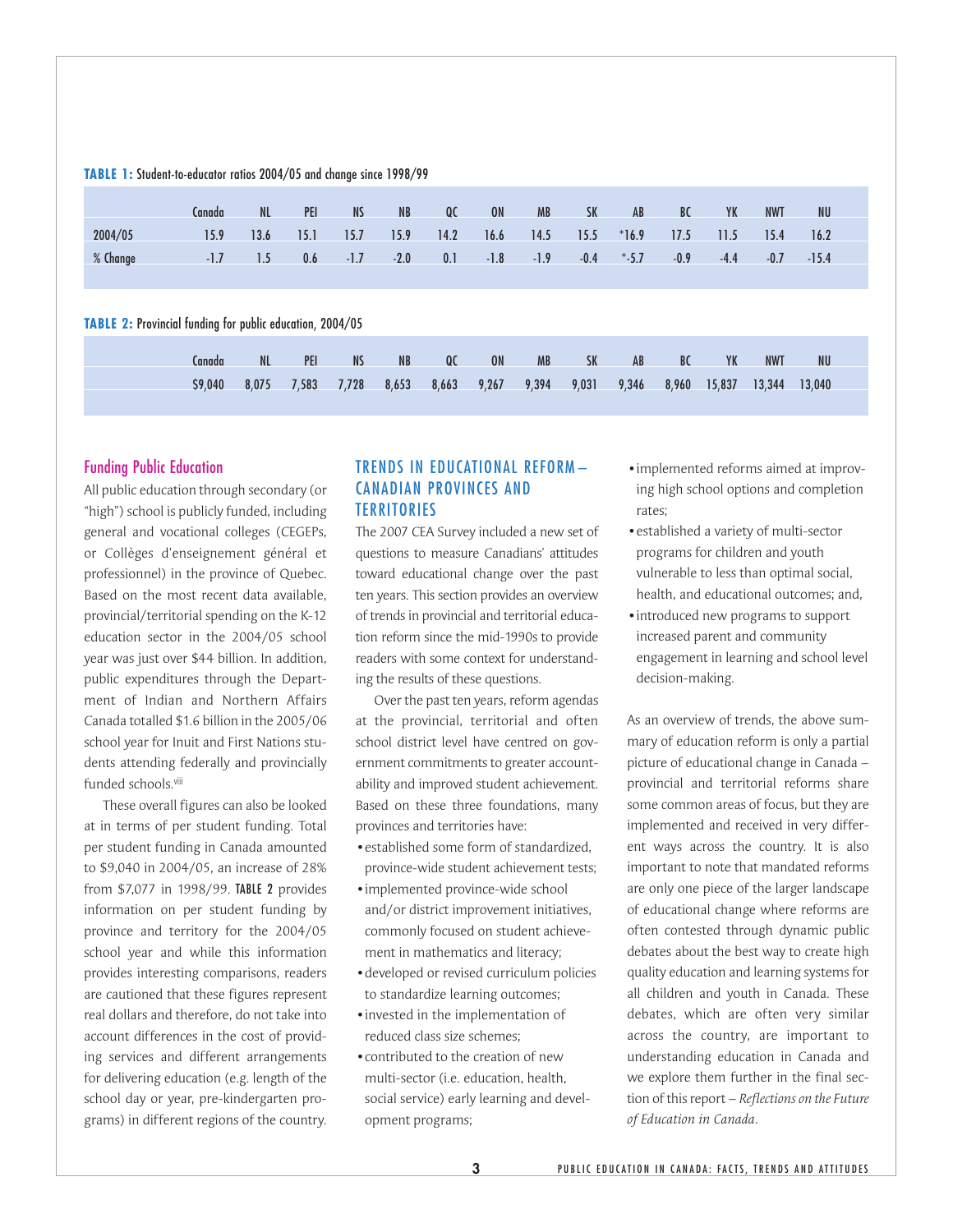**TABLE 1:** Student-to-educator ratios 2004/05 and change since 1998/99

| | Canada | NL | PEI | NS | NB | QC | ON | MB | SK | AB | BC | YK | NWT | NU |
|---|---|---|---|---|---|---|---|---|---|---|---|---|---|---|
| 2004/05 | 15.9 | 13.6 | 15.1 | 15.7 | 15.9 | 14.2 | 16.6 | 14.5 | 15.5 | *16.9 | 17.5 | 11.5 | 15.4 | 16.2 |
| % Change | -1.7 | 1.5 | 0.6 | -1.7 | -2.0 | 0.1 | -1.8 | -1.9 | -0.4 | *-5.7 | -0.9 | -4.4 | -0.7 | -15.4 |

**TABLE 2:** Provincial funding for public education, 2004/05

| Canada | NL | PEI | NS | NB | QC | ON | MB | SK | AB | BC | YK | NWT | NU |
|---|---|---|---|---|---|---|---|---|---|---|---|---|---|
| $9,040 | 8,075 | 7,583 | 7,728 | 8,653 | 8,663 | 9,267 | 9,394 | 9,031 | 9,346 | 8,960 | 15,837 | 13,344 | 13,040 |

## Funding Public Education

All public education through secondary (or "high") school is publicly funded, including general and vocational colleges (CEGEPs, or Collèges d'enseignement général et professionnel) in the province of Quebec. Based on the most recent data available, provincial/territorial spending on the K-12 education sector in the 2004/05 school year was just over $44 billion. In addition, public expenditures through the Department of Indian and Northern Affairs Canada totalled $1.6 billion in the 2005/06 school year for Inuit and First Nations students attending federally and provincially funded schools.[viii]

These overall figures can also be looked at in terms of per student funding. Total per student funding in Canada amounted to $9,040 in 2004/05, an increase of 28% from $7,077 in 1998/99. **TABLE 2** provides information on per student funding by province and territory for the 2004/05 school year and while this information provides interesting comparisons, readers are cautioned that these figures represent real dollars and therefore, do not take into account differences in the cost of providing services and different arrangements for delivering education (e.g. length of the school day or year, pre-kindergarten programs) in different regions of the country.

## TRENDS IN EDUCATIONAL REFORM – CANADIAN PROVINCES AND TERRITORIES

The 2007 CEA Survey included a new set of questions to measure Canadians' attitudes toward educational change over the past ten years. This section provides an overview of trends in provincial and territorial education reform since the mid-1990s to provide readers with some context for understanding the results of these questions.

Over the past ten years, reform agendas at the provincial, territorial and often school district level have centred on government commitments to greater accountability and improved student achievement. Based on these three foundations, many provinces and territories have:

- established some form of standardized, province-wide student achievement tests;
- implemented province-wide school and/or district improvement initiatives, commonly focused on student achievement in mathematics and literacy;
- developed or revised curriculum policies to standardize learning outcomes;
- invested in the implementation of reduced class size schemes;
- contributed to the creation of new multi-sector (i.e. education, health, social service) early learning and development programs;
- implemented reforms aimed at improving high school options and completion rates;
- established a variety of multi-sector programs for children and youth vulnerable to less than optimal social, health, and educational outcomes; and,
- introduced new programs to support increased parent and community engagement in learning and school level decision-making.

As an overview of trends, the above summary of education reform is only a partial picture of educational change in Canada – provincial and territorial reforms share some common areas of focus, but they are implemented and received in very different ways across the country. It is also important to note that mandated reforms are only one piece of the larger landscape of educational change where reforms are often contested through dynamic public debates about the best way to create high quality education and learning systems for all children and youth in Canada. These debates, which are often very similar across the country, are important to understanding education in Canada and we explore them further in the final section of this report – *Reflections on the Future of Education in Canada.*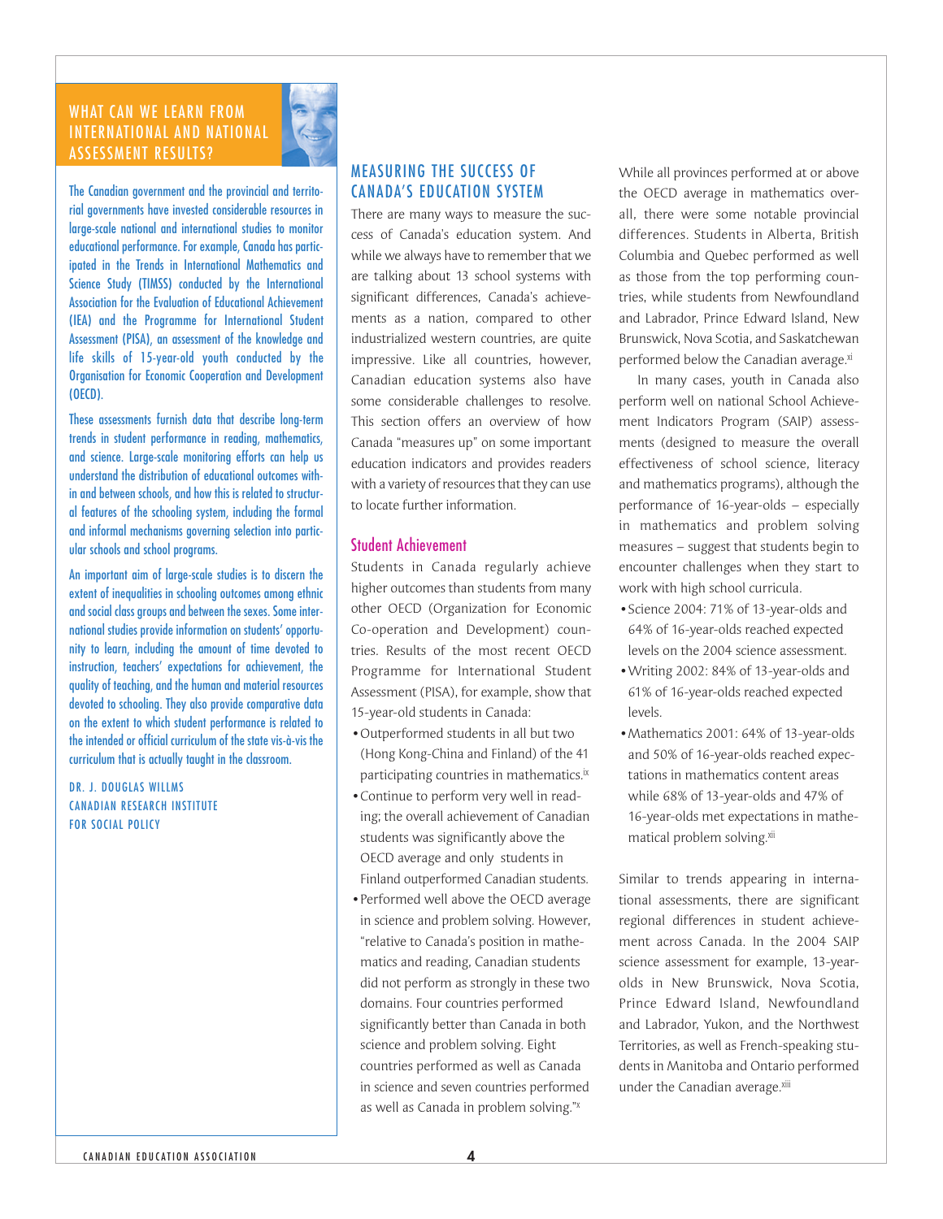## WHAT CAN WE LEARN FROM INTERNATIONAL AND NATIONAL ASSESSMENT RESULTS?

The Canadian government and the provincial and territorial governments have invested considerable resources in large-scale national and international studies to monitor educational performance. For example, Canada has participated in the Trends in International Mathematics and Science Study (TIMSS) conducted by the International Association for the Evaluation of Educational Achievement (IEA) and the Programme for International Student Assessment (PISA), an assessment of the knowledge and life skills of 15-year-old youth conducted by the Organisation for Economic Cooperation and Development (OECD).

These assessments furnish data that describe long-term trends in student performance in reading, mathematics, and science. Large-scale monitoring efforts can help us understand the distribution of educational outcomes within and between schools, and how this is related to structural features of the schooling system, including the formal and informal mechanisms governing selection into particular schools and school programs.

An important aim of large-scale studies is to discern the extent of inequalities in schooling outcomes among ethnic and social class groups and between the sexes. Some international studies provide information on students' opportunity to learn, including the amount of time devoted to instruction, teachers' expectations for achievement, the quality of teaching, and the human and material resources devoted to schooling. They also provide comparative data on the extent to which student performance is related to the intended or official curriculum of the state vis-à-vis the curriculum that is actually taught in the classroom.

DR. J. DOUGLAS WILLMS
CANADIAN RESEARCH INSTITUTE FOR SOCIAL POLICY

## MEASURING THE SUCCESS OF CANADA'S EDUCATION SYSTEM

There are many ways to measure the success of Canada's education system. And while we always have to remember that we are talking about 13 school systems with significant differences, Canada's achievements as a nation, compared to other industrialized western countries, are quite impressive. Like all countries, however, Canadian education systems also have some considerable challenges to resolve. This section offers an overview of how Canada "measures up" on some important education indicators and provides readers with a variety of resources that they can use to locate further information.

### Student Achievement

Students in Canada regularly achieve higher outcomes than students from many other OECD (Organization for Economic Co-operation and Development) countries. Results of the most recent OECD Programme for International Student Assessment (PISA), for example, show that 15-year-old students in Canada:

- Outperformed students in all but two (Hong Kong-China and Finland) of the 41 participating countries in mathematics.[ix]
- Continue to perform very well in reading; the overall achievement of Canadian students was significantly above the OECD average and only students in Finland outperformed Canadian students.
- Performed well above the OECD average in science and problem solving. However, "relative to Canada's position in mathematics and reading, Canadian students did not perform as strongly in these two domains. Four countries performed significantly better than Canada in both science and problem solving. Eight countries performed as well as Canada in science and seven countries performed as well as Canada in problem solving."[x]

While all provinces performed at or above the OECD average in mathematics overall, there were some notable provincial differences. Students in Alberta, British Columbia and Quebec performed as well as those from the top performing countries, while students from Newfoundland and Labrador, Prince Edward Island, New Brunswick, Nova Scotia, and Saskatchewan performed below the Canadian average.[xi]

In many cases, youth in Canada also perform well on national School Achievement Indicators Program (SAIP) assessments (designed to measure the overall effectiveness of school science, literacy and mathematics programs), although the performance of 16-year-olds – especially in mathematics and problem solving measures – suggest that students begin to encounter challenges when they start to work with high school curricula.

- Science 2004: 71% of 13-year-olds and 64% of 16-year-olds reached expected levels on the 2004 science assessment.
- Writing 2002: 84% of 13-year-olds and 61% of 16-year-olds reached expected levels.
- Mathematics 2001: 64% of 13-year-olds and 50% of 16-year-olds reached expectations in mathematics content areas while 68% of 13-year-olds and 47% of 16-year-olds met expectations in mathematical problem solving.[xii]

Similar to trends appearing in international assessments, there are significant regional differences in student achievement across Canada. In the 2004 SAIP science assessment for example, 13-year-olds in New Brunswick, Nova Scotia, Prince Edward Island, Newfoundland and Labrador, Yukon, and the Northwest Territories, as well as French-speaking students in Manitoba and Ontario performed under the Canadian average.[xiii]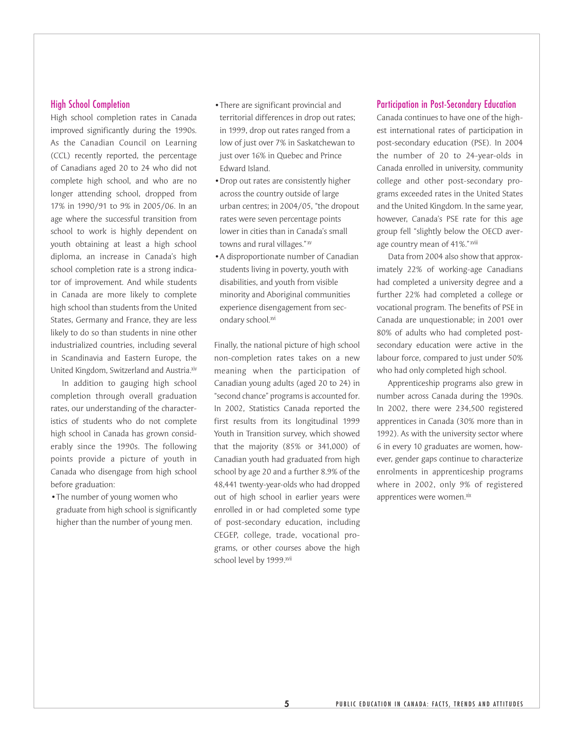## High School Completion

High school completion rates in Canada improved significantly during the 1990s. As the Canadian Council on Learning (CCL) recently reported, the percentage of Canadians aged 20 to 24 who did not complete high school, and who are no longer attending school, dropped from 17% in 1990/91 to 9% in 2005/06. In an age where the successful transition from school to work is highly dependent on youth obtaining at least a high school diploma, an increase in Canada's high school completion rate is a strong indicator of improvement. And while students in Canada are more likely to complete high school than students from the United States, Germany and France, they are less likely to do so than students in nine other industrialized countries, including several in Scandinavia and Eastern Europe, the United Kingdom, Switzerland and Austria.[xiv]

In addition to gauging high school completion through overall graduation rates, our understanding of the characteristics of students who do not complete high school in Canada has grown considerably since the 1990s. The following points provide a picture of youth in Canada who disengage from high school before graduation:

- The number of young women who graduate from high school is significantly higher than the number of young men.
- There are significant provincial and territorial differences in drop out rates; in 1999, drop out rates ranged from a low of just over 7% in Saskatchewan to just over 16% in Quebec and Prince Edward Island.
- Drop out rates are consistently higher across the country outside of large urban centres; in 2004/05, "the dropout rates were seven percentage points lower in cities than in Canada's small towns and rural villages."[xv]
- A disproportionate number of Canadian students living in poverty, youth with disabilities, and youth from visible minority and Aboriginal communities experience disengagement from secondary school.[xvi]

Finally, the national picture of high school non-completion rates takes on a new meaning when the participation of Canadian young adults (aged 20 to 24) in "second chance" programs is accounted for. In 2002, Statistics Canada reported the first results from its longitudinal 1999 Youth in Transition survey, which showed that the majority (85% or 341,000) of Canadian youth had graduated from high school by age 20 and a further 8.9% of the 48,441 twenty-year-olds who had dropped out of high school in earlier years were enrolled in or had completed some type of post-secondary education, including CEGEP, college, trade, vocational programs, or other courses above the high school level by 1999.[xvii]

## Participation in Post-Secondary Education

Canada continues to have one of the highest international rates of participation in post-secondary education (PSE). In 2004 the number of 20 to 24-year-olds in Canada enrolled in university, community college and other post-secondary programs exceeded rates in the United States and the United Kingdom. In the same year, however, Canada's PSE rate for this age group fell "slightly below the OECD average country mean of 41%."[xviii]

Data from 2004 also show that approximately 22% of working-age Canadians had completed a university degree and a further 22% had completed a college or vocational program. The benefits of PSE in Canada are unquestionable; in 2001 over 80% of adults who had completed post-secondary education were active in the labour force, compared to just under 50% who had only completed high school.

Apprenticeship programs also grew in number across Canada during the 1990s. In 2002, there were 234,500 registered apprentices in Canada (30% more than in 1992). As with the university sector where 6 in every 10 graduates are women, however, gender gaps continue to characterize enrolments in apprenticeship programs where in 2002, only 9% of registered apprentices were women.[xix]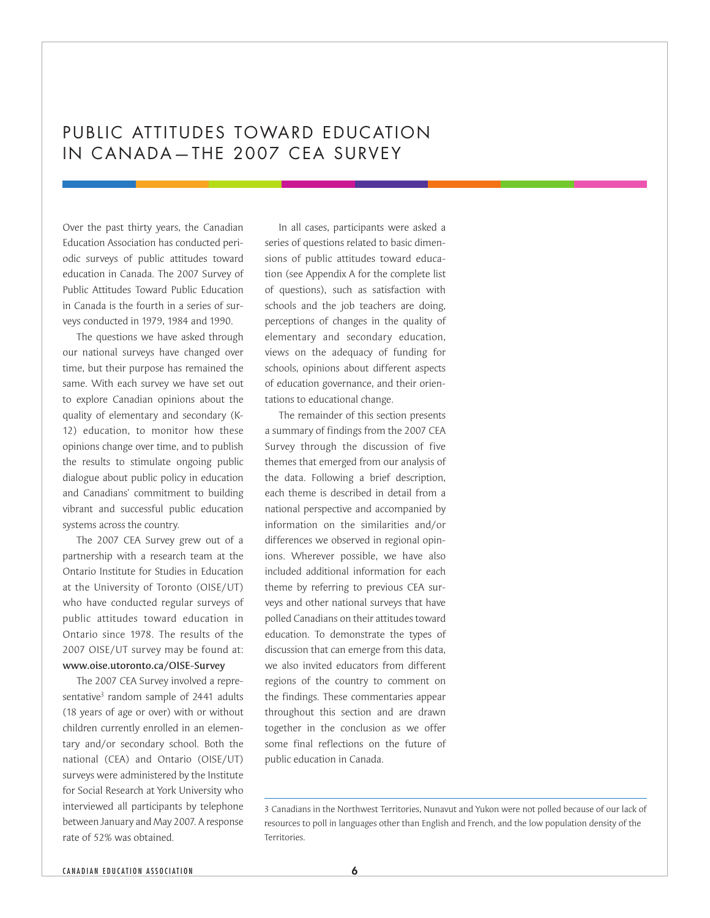# PUBLIC ATTITUDES TOWARD EDUCATION IN CANADA—THE 2007 CEA SURVEY

Over the past thirty years, the Canadian Education Association has conducted periodic surveys of public attitudes toward education in Canada. The 2007 Survey of Public Attitudes Toward Public Education in Canada is the fourth in a series of surveys conducted in 1979, 1984 and 1990.

The questions we have asked through our national surveys have changed over time, but their purpose has remained the same. With each survey we have set out to explore Canadian opinions about the quality of elementary and secondary (K-12) education, to monitor how these opinions change over time, and to publish the results to stimulate ongoing public dialogue about public policy in education and Canadians' commitment to building vibrant and successful public education systems across the country.

The 2007 CEA Survey grew out of a partnership with a research team at the Ontario Institute for Studies in Education at the University of Toronto (OISE/UT) who have conducted regular surveys of public attitudes toward education in Ontario since 1978. The results of the 2007 OISE/UT survey may be found at: **www.oise.utoronto.ca/OISE-Survey**

The 2007 CEA Survey involved a representative[3] random sample of 2441 adults (18 years of age or over) with or without children currently enrolled in an elementary and/or secondary school. Both the national (CEA) and Ontario (OISE/UT) surveys were administered by the Institute for Social Research at York University who interviewed all participants by telephone between January and May 2007. A response rate of 52% was obtained.

In all cases, participants were asked a series of questions related to basic dimensions of public attitudes toward education (see Appendix A for the complete list of questions), such as satisfaction with schools and the job teachers are doing, perceptions of changes in the quality of elementary and secondary education, views on the adequacy of funding for schools, opinions about different aspects of education governance, and their orientations to educational change.

The remainder of this section presents a summary of findings from the 2007 CEA Survey through the discussion of five themes that emerged from our analysis of the data. Following a brief description, each theme is described in detail from a national perspective and accompanied by information on the similarities and/or differences we observed in regional opinions. Wherever possible, we have also included additional information for each theme by referring to previous CEA surveys and other national surveys that have polled Canadians on their attitudes toward education. To demonstrate the types of discussion that can emerge from this data, we also invited educators from different regions of the country to comment on the findings. These commentaries appear throughout this section and are drawn together in the conclusion as we offer some final reflections on the future of public education in Canada.

3 Canadians in the Northwest Territories, Nunavut and Yukon were not polled because of our lack of resources to poll in languages other than English and French, and the low population density of the Territories.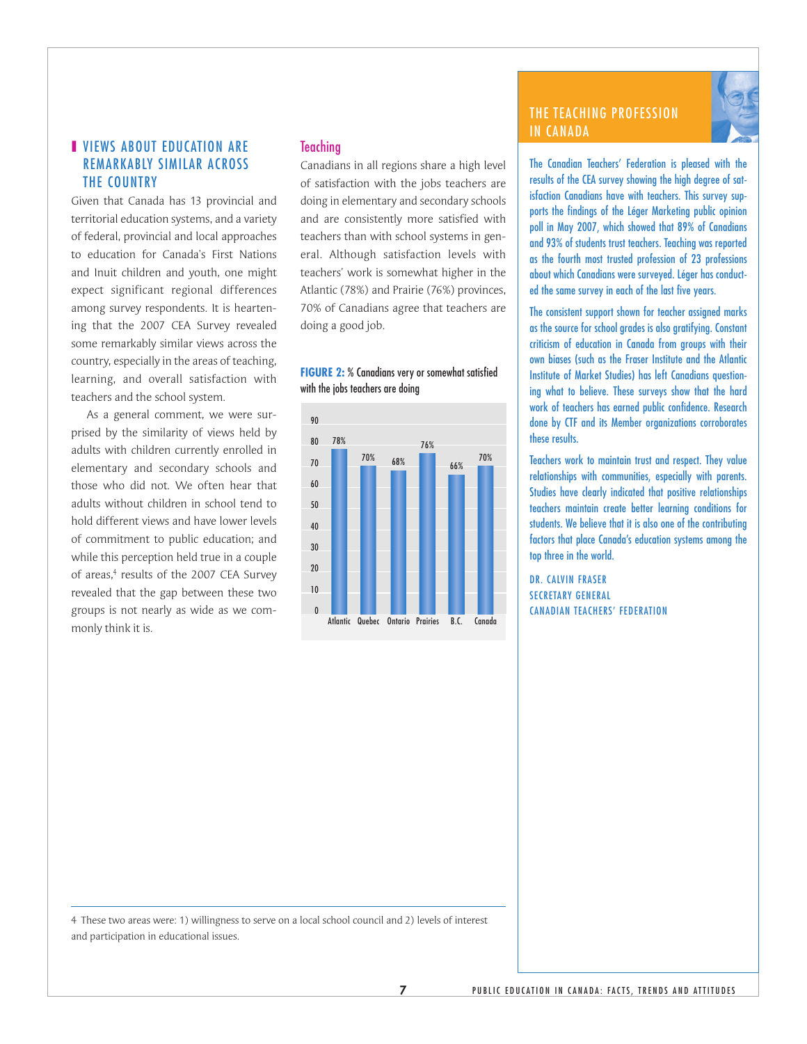## VIEWS ABOUT EDUCATION ARE REMARKABLY SIMILAR ACROSS THE COUNTRY

Given that Canada has 13 provincial and territorial education systems, and a variety of federal, provincial and local approaches to education for Canada's First Nations and Inuit children and youth, one might expect significant regional differences among survey respondents. It is heartening that the 2007 CEA Survey revealed some remarkably similar views across the country, especially in the areas of teaching, learning, and overall satisfaction with teachers and the school system.

As a general comment, we were surprised by the similarity of views held by adults with children currently enrolled in elementary and secondary schools and those who did not. We often hear that adults without children in school tend to hold different views and have lower levels of commitment to public education; and while this perception held true in a couple of areas,[4] results of the 2007 CEA Survey revealed that the gap between these two groups is not nearly as wide as we commonly think it is.

### Teaching

Canadians in all regions share a high level of satisfaction with the jobs teachers are doing in elementary and secondary schools and are consistently more satisfied with teachers than with school systems in general. Although satisfaction levels with teachers' work is somewhat higher in the Atlantic (78%) and Prairie (76%) provinces, 70% of Canadians agree that teachers are doing a good job.

**FIGURE 2:** % Canadians very or somewhat satisfied with the jobs teachers are doing

| Region | % |
|---|---|
| Atlantic | 78% |
| Quebec | 70% |
| Ontario | 68% |
| Prairies | 76% |
| B.C. | 66% |
| Canada | 70% |

4 These two areas were: 1) willingness to serve on a local school council and 2) levels of interest and participation in educational issues.

## THE TEACHING PROFESSION IN CANADA

The Canadian Teachers' Federation is pleased with the results of the CEA survey showing the high degree of satisfaction Canadians have with teachers. This survey supports the findings of the Léger Marketing public opinion poll in May 2007, which showed that 89% of Canadians and 93% of students trust teachers. Teaching was reported as the fourth most trusted profession of 23 professions about which Canadians were surveyed. Léger has conducted the same survey in each of the last five years.

The consistent support shown for teacher assigned marks as the source for school grades is also gratifying. Constant criticism of education in Canada from groups with their own biases (such as the Fraser Institute and the Atlantic Institute of Market Studies) has left Canadians questioning what to believe. These surveys show that the hard work of teachers has earned public confidence. Research done by CTF and its Member organizations corroborates these results.

Teachers work to maintain trust and respect. They value relationships with communities, especially with parents. Studies have clearly indicated that positive relationships teachers maintain create better learning conditions for students. We believe that it is also one of the contributing factors that place Canada's education systems among the top three in the world.

DR. CALVIN FRASER
SECRETARY GENERAL
CANADIAN TEACHERS' FEDERATION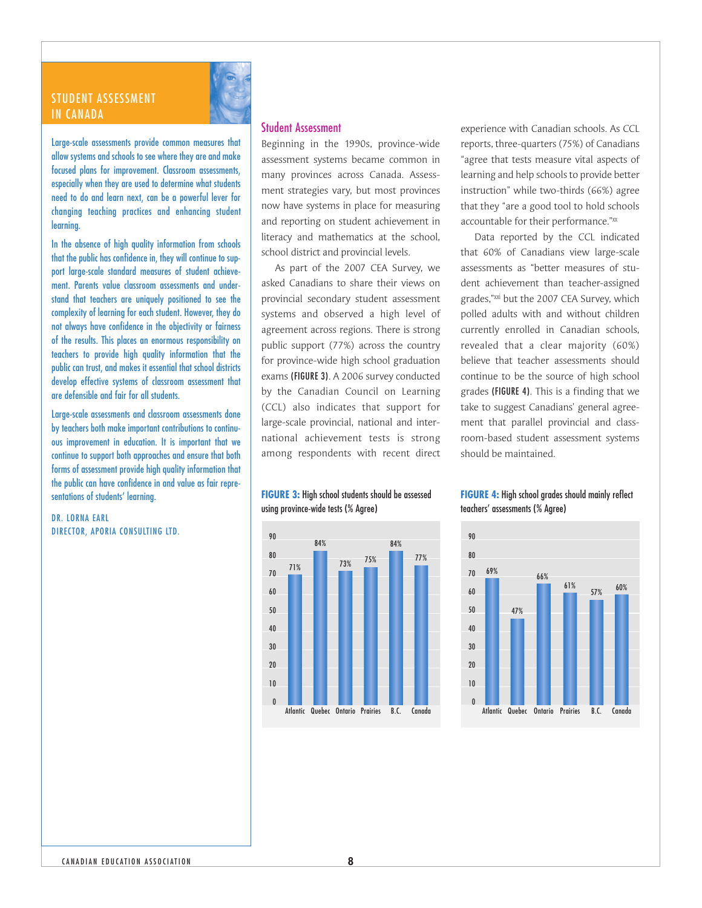## STUDENT ASSESSMENT IN CANADA

Large-scale assessments provide common measures that allow systems and schools to see where they are and make focused plans for improvement. Classroom assessments, especially when they are used to determine what students need to do and learn next, can be a powerful lever for changing teaching practices and enhancing student learning.

In the absence of high quality information from schools that the public has confidence in, they will continue to support large-scale standard measures of student achievement. Parents value classroom assessments and understand that teachers are uniquely positioned to see the complexity of learning for each student. However, they do not always have confidence in the objectivity or fairness of the results. This places an enormous responsibility on teachers to provide high quality information that the public can trust, and makes it essential that school districts develop effective systems of classroom assessment that are defensible and fair for all students.

Large-scale assessments and classroom assessments done by teachers both make important contributions to continuous improvement in education. It is important that we continue to support both approaches and ensure that both forms of assessment provide high quality information that the public can have confidence in and value as fair representations of students' learning.

DR. LORNA EARL
DIRECTOR, APORIA CONSULTING LTD.

### Student Assessment

Beginning in the 1990s, province-wide assessment systems became common in many provinces across Canada. Assessment strategies vary, but most provinces now have systems in place for measuring and reporting on student achievement in literacy and mathematics at the school, school district and provincial levels.

As part of the 2007 CEA Survey, we asked Canadians to share their views on provincial secondary student assessment systems and observed a high level of agreement across regions. There is strong public support (77%) across the country for province-wide high school graduation exams **(FIGURE 3)**. A 2006 survey conducted by the Canadian Council on Learning (CCL) also indicates that support for large-scale provincial, national and international achievement tests is strong among respondents with recent direct experience with Canadian schools. As CCL reports, three-quarters (75%) of Canadians "agree that tests measure vital aspects of learning and help schools to provide better instruction" while two-thirds (66%) agree that they "are a good tool to hold schools accountable for their performance."[xx]

Data reported by the CCL indicated that 60% of Canadians view large-scale assessments as "better measures of student achievement than teacher-assigned grades,"[xxi] but the 2007 CEA Survey, which polled adults with and without children currently enrolled in Canadian schools, revealed that a clear majority (60%) believe that teacher assessments should continue to be the source of high school grades **(FIGURE 4)**. This is a finding that we take to suggest Canadians' general agreement that parallel provincial and classroom-based student assessment systems should be maintained.

**FIGURE 3:** High school students should be assessed using province-wide tests (% Agree)

| Region | % Agree |
|---|---|
| Atlantic | 71% |
| Quebec | 84% |
| Ontario | 73% |
| Prairies | 75% |
| B.C. | 84% |
| Canada | 77% |

**FIGURE 4:** High school grades should mainly reflect teachers' assessments (% Agree)

| Region | % Agree |
|---|---|
| Atlantic | 69% |
| Quebec | 47% |
| Ontario | 66% |
| Prairies | 61% |
| B.C. | 57% |
| Canada | 60% |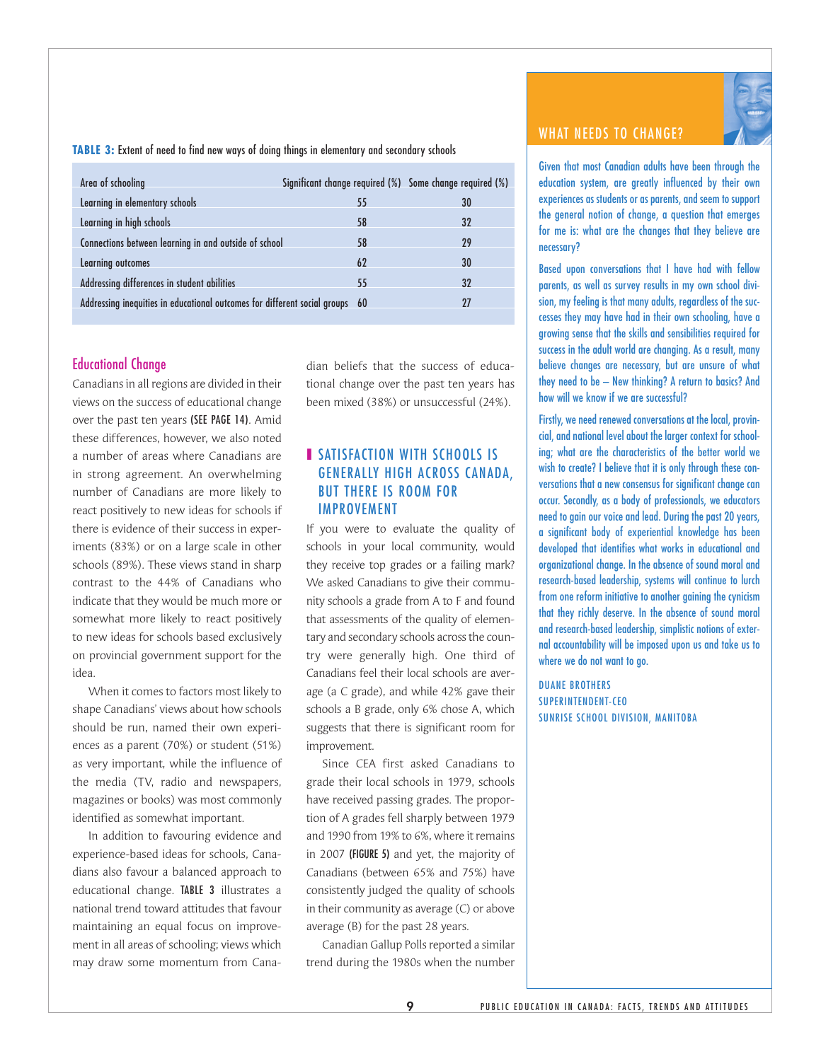**TABLE 3:** Extent of need to find new ways of doing things in elementary and secondary schools

| Area of schooling | Significant change required (%) | Some change required (%) |
|---|---|---|
| Learning in elementary schools | 55 | 30 |
| Learning in high schools | 58 | 32 |
| Connections between learning in and outside of school | 58 | 29 |
| Learning outcomes | 62 | 30 |
| Addressing differences in student abilities | 55 | 32 |
| Addressing inequities in educational outcomes for different social groups | 60 | 27 |

## Educational Change

Canadians in all regions are divided in their views on the success of educational change over the past ten years **(SEE PAGE 14)**. Amid these differences, however, we also noted a number of areas where Canadians are in strong agreement. An overwhelming number of Canadians are more likely to react positively to new ideas for schools if there is evidence of their success in experiments (83%) or on a large scale in other schools (89%). These views stand in sharp contrast to the 44% of Canadians who indicate that they would be much more or somewhat more likely to react positively to new ideas for schools based exclusively on provincial government support for the idea.

When it comes to factors most likely to shape Canadians' views about how schools should be run, named their own experiences as a parent (70%) or student (51%) as very important, while the influence of the media (TV, radio and newspapers, magazines or books) was most commonly identified as somewhat important.

In addition to favouring evidence and experience-based ideas for schools, Canadians also favour a balanced approach to educational change. **TABLE 3** illustrates a national trend toward attitudes that favour maintaining an equal focus on improvement in all areas of schooling; views which may draw some momentum from Canadian beliefs that the success of educational change over the past ten years has been mixed (38%) or unsuccessful (24%).

## SATISFACTION WITH SCHOOLS IS GENERALLY HIGH ACROSS CANADA, BUT THERE IS ROOM FOR IMPROVEMENT

If you were to evaluate the quality of schools in your local community, would they receive top grades or a failing mark? We asked Canadians to give their community schools a grade from A to F and found that assessments of the quality of elementary and secondary schools across the country were generally high. One third of Canadians feel their local schools are average (a C grade), and while 42% gave their schools a B grade, only 6% chose A, which suggests that there is significant room for improvement.

Since CEA first asked Canadians to grade their local schools in 1979, schools have received passing grades. The proportion of A grades fell sharply between 1979 and 1990 from 19% to 6%, where it remains in 2007 **(FIGURE 5)** and yet, the majority of Canadians (between 65% and 75%) have consistently judged the quality of schools in their community as average (C) or above average (B) for the past 28 years.

Canadian Gallup Polls reported a similar trend during the 1980s when the number

## WHAT NEEDS TO CHANGE?

Given that most Canadian adults have been through the education system, are greatly influenced by their own experiences as students or as parents, and seem to support the general notion of change, a question that emerges for me is: what are the changes that they believe are necessary?

Based upon conversations that I have had with fellow parents, as well as survey results in my own school division, my feeling is that many adults, regardless of the successes they may have had in their own schooling, have a growing sense that the skills and sensibilities required for success in the adult world are changing. As a result, many believe changes are necessary, but are unsure of what they need to be – New thinking? A return to basics? And how will we know if we are successful?

Firstly, we need renewed conversations at the local, provincial, and national level about the larger context for schooling; what are the characteristics of the better world we wish to create? I believe that it is only through these conversations that a new consensus for significant change can occur. Secondly, as a body of professionals, we educators need to gain our voice and lead. During the past 20 years, a significant body of experiential knowledge has been developed that identifies what works in educational and organizational change. In the absence of sound moral and research-based leadership, systems will continue to lurch from one reform initiative to another gaining the cynicism that they richly deserve. In the absence of sound moral and research-based leadership, simplistic notions of external accountability will be imposed upon us and take us to where we do not want to go.

DUANE BROTHERS
SUPERINTENDENT-CEO
SUNRISE SCHOOL DIVISION, MANITOBA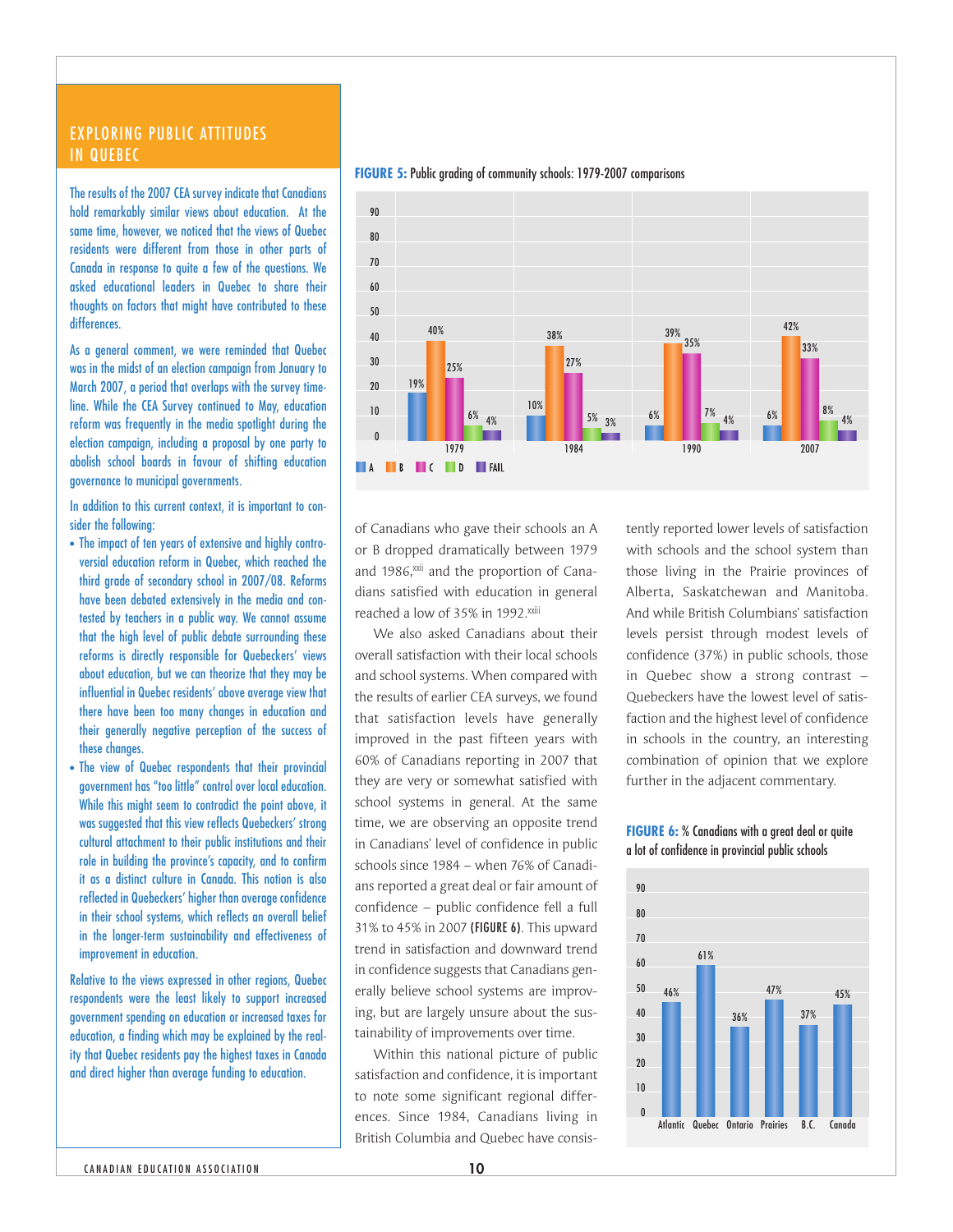## EXPLORING PUBLIC ATTITUDES IN QUEBEC

The results of the 2007 CEA survey indicate that Canadians hold remarkably similar views about education. At the same time, however, we noticed that the views of Quebec residents were different from those in other parts of Canada in response to quite a few of the questions. We asked educational leaders in Quebec to share their thoughts on factors that might have contributed to these differences.

As a general comment, we were reminded that Quebec was in the midst of an election campaign from January to March 2007, a period that overlaps with the survey timeline. While the CEA Survey continued to May, education reform was frequently in the media spotlight during the election campaign, including a proposal by one party to abolish school boards in favour of shifting education governance to municipal governments.

In addition to this current context, it is important to consider the following:

- The impact of ten years of extensive and highly controversial education reform in Quebec, which reached the third grade of secondary school in 2007/08. Reforms have been debated extensively in the media and contested by teachers in a public way. We cannot assume that the high level of public debate surrounding these reforms is directly responsible for Quebeckers' views about education, but we can theorize that they may be influential in Quebec residents' above average view that there have been too many changes in education and their generally negative perception of the success of these changes.
- The view of Quebec respondents that their provincial government has "too little" control over local education. While this might seem to contradict the point above, it was suggested that this view reflects Quebeckers' strong cultural attachment to their public institutions and their role in building the province's capacity, and to confirm it as a distinct culture in Canada. This notion is also reflected in Quebeckers' higher than average confidence in their school systems, which reflects an overall belief in the longer-term sustainability and effectiveness of improvement in education.

Relative to the views expressed in other regions, Quebec respondents were the least likely to support increased government spending on education or increased taxes for education, a finding which may be explained by the reality that Quebec residents pay the highest taxes in Canada and direct higher than average funding to education.

**FIGURE 5:** Public grading of community schools: 1979-2007 comparisons

| Year | A | B | C | D | FAIL |
|---|---|---|---|---|---|
| 1979 | 19% | 40% | 25% | 6% | 4% |
| 1984 | 10% | 38% | 27% | 5% | 3% |
| 1990 | 6% | 39% | 35% | 7% | 4% |
| 2007 | 6% | 42% | 33% | 8% | 4% |

of Canadians who gave their schools an A or B dropped dramatically between 1979 and 1986,[xxii] and the proportion of Canadians satisfied with education in general reached a low of 35% in 1992.[xxiii]

We also asked Canadians about their overall satisfaction with their local schools and school systems. When compared with the results of earlier CEA surveys, we found that satisfaction levels have generally improved in the past fifteen years with 60% of Canadians reporting in 2007 that they are very or somewhat satisfied with school systems in general. At the same time, we are observing an opposite trend in Canadians' level of confidence in public schools since 1984 – when 76% of Canadians reported a great deal or fair amount of confidence – public confidence fell a full 31% to 45% in 2007 **(FIGURE 6)**. This upward trend in satisfaction and downward trend in confidence suggests that Canadians generally believe school systems are improving, but are largely unsure about the sustainability of improvements over time.

Within this national picture of public satisfaction and confidence, it is important to note some significant regional differences. Since 1984, Canadians living in British Columbia and Quebec have consistently reported lower levels of satisfaction with schools and the school system than those living in the Prairie provinces of Alberta, Saskatchewan and Manitoba. And while British Columbians' satisfaction levels persist through modest levels of confidence (37%) in public schools, those in Quebec show a strong contrast – Quebeckers have the lowest level of satisfaction and the highest level of confidence in schools in the country, an interesting combination of opinion that we explore further in the adjacent commentary.

**FIGURE 6:** % Canadians with a great deal or quite a lot of confidence in provincial public schools

| Atlantic | Quebec | Ontario | Prairies | B.C. | Canada |
|---|---|---|---|---|---|
| 46% | 61% | 36% | 47% | 37% | 45% |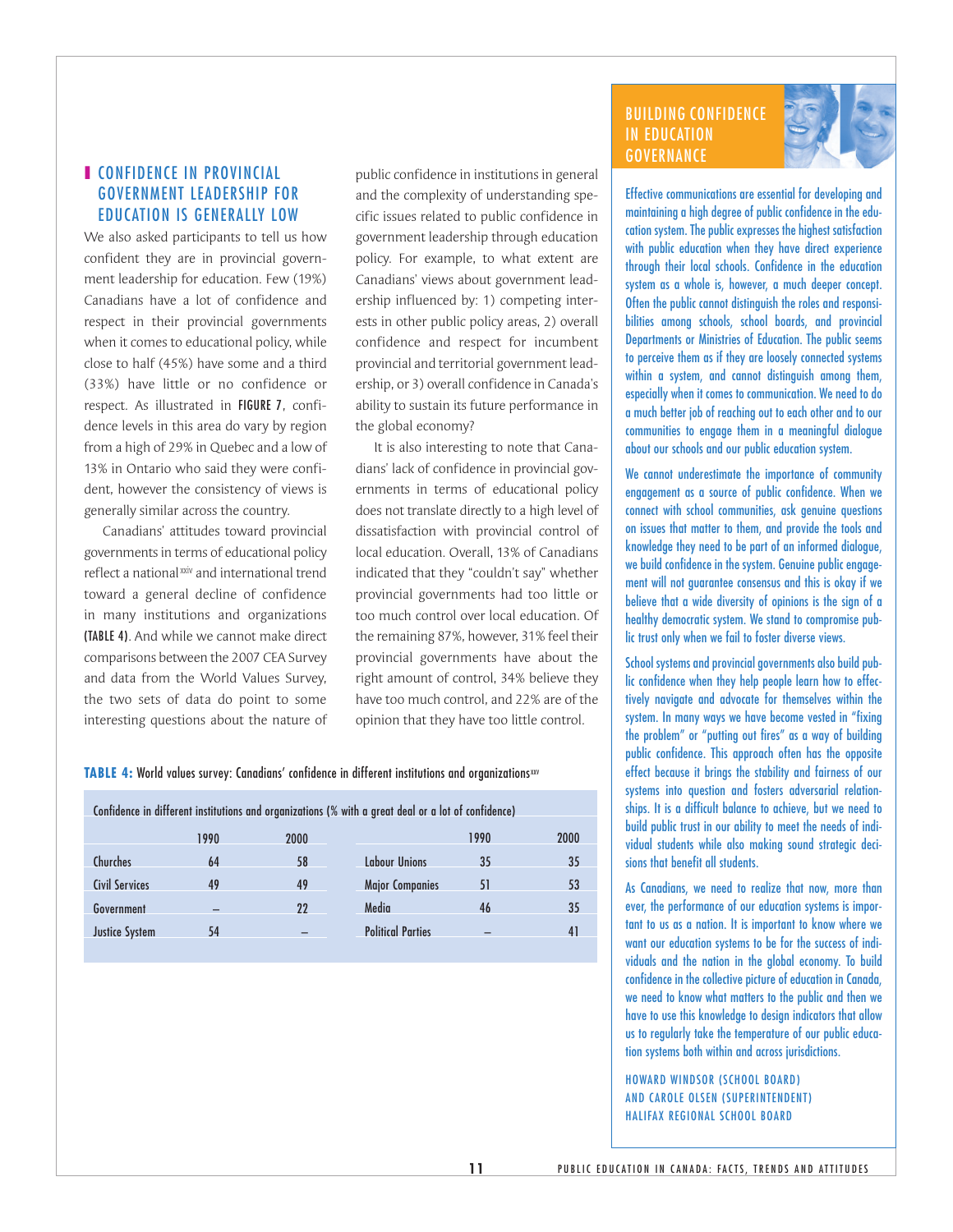## CONFIDENCE IN PROVINCIAL GOVERNMENT LEADERSHIP FOR EDUCATION IS GENERALLY LOW

We also asked participants to tell us how confident they are in provincial government leadership for education. Few (19%) Canadians have a lot of confidence and respect in their provincial governments when it comes to educational policy, while close to half (45%) have some and a third (33%) have little or no confidence or respect. As illustrated in FIGURE 7, confidence levels in this area do vary by region from a high of 29% in Quebec and a low of 13% in Ontario who said they were confident, however the consistency of views is generally similar across the country.

Canadians' attitudes toward provincial governments in terms of educational policy reflect a national[xxiv] and international trend toward a general decline of confidence in many institutions and organizations (TABLE 4). And while we cannot make direct comparisons between the 2007 CEA Survey and data from the World Values Survey, the two sets of data do point to some interesting questions about the nature of public confidence in institutions in general and the complexity of understanding specific issues related to public confidence in government leadership through education policy. For example, to what extent are Canadians' views about government leadership influenced by: 1) competing interests in other public policy areas, 2) overall confidence and respect for incumbent provincial and territorial government leadership, or 3) overall confidence in Canada's ability to sustain its future performance in the global economy?

It is also interesting to note that Canadians' lack of confidence in provincial governments in terms of educational policy does not translate directly to a high level of dissatisfaction with provincial control of local education. Overall, 13% of Canadians indicated that they "couldn't say" whether provincial governments had too little or too much control over local education. Of the remaining 87%, however, 31% feel their provincial governments have about the right amount of control, 34% believe they have too much control, and 22% are of the opinion that they have too little control.

**TABLE 4:** World values survey: Canadians' confidence in different institutions and organizations[xxv]

Confidence in different institutions and organizations (% with a great deal or a lot of confidence)

| | 1990 | 2000 | | 1990 | 2000 |
|---|---|---|---|---|---|
| Churches | 64 | 58 | Labour Unions | 35 | 35 |
| Civil Services | 49 | 49 | Major Companies | 51 | 53 |
| Government | – | 22 | Media | 46 | 35 |
| Justice System | 54 | – | Political Parties | – | 41 |

### BUILDING CONFIDENCE IN EDUCATION GOVERNANCE

Effective communications are essential for developing and maintaining a high degree of public confidence in the education system. The public expresses the highest satisfaction with public education when they have direct experience through their local schools. Confidence in the education system as a whole is, however, a much deeper concept. Often the public cannot distinguish the roles and responsibilities among schools, school boards, and provincial Departments or Ministries of Education. The public seems to perceive them as if they are loosely connected systems within a system, and cannot distinguish among them, especially when it comes to communication. We need to do a much better job of reaching out to each other and to our communities to engage them in a meaningful dialogue about our schools and our public education system.

We cannot underestimate the importance of community engagement as a source of public confidence. When we connect with school communities, ask genuine questions on issues that matter to them, and provide the tools and knowledge they need to be part of an informed dialogue, we build confidence in the system. Genuine public engagement will not guarantee consensus and this is okay if we believe that a wide diversity of opinions is the sign of a healthy democratic system. We stand to compromise public trust only when we fail to foster diverse views.

School systems and provincial governments also build public confidence when they help people learn how to effectively navigate and advocate for themselves within the system. In many ways we have become vested in "fixing the problem" or "putting out fires" as a way of building public confidence. This approach often has the opposite effect because it brings the stability and fairness of our systems into question and fosters adversarial relationships. It is a difficult balance to achieve, but we need to build public trust in our ability to meet the needs of individual students while also making sound strategic decisions that benefit all students.

As Canadians, we need to realize that now, more than ever, the performance of our education systems is important to us as a nation. It is important to know where we want our education systems to be for the success of individuals and the nation in the global economy. To build confidence in the collective picture of education in Canada, we need to know what matters to the public and then we have to use this knowledge to design indicators that allow us to regularly take the temperature of our public education systems both within and across jurisdictions.

HOWARD WINDSOR (SCHOOL BOARD)
AND CAROLE OLSEN (SUPERINTENDENT)
HALIFAX REGIONAL SCHOOL BOARD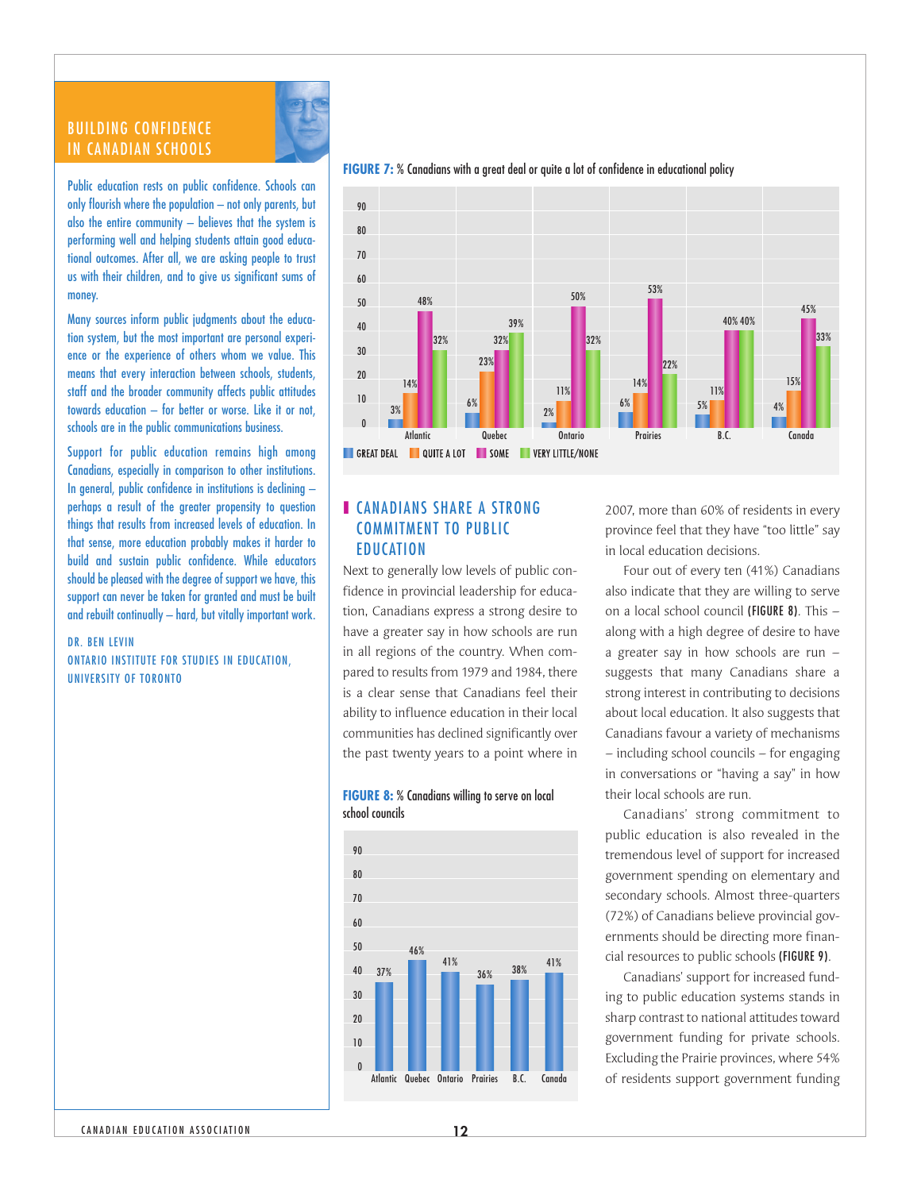## BUILDING CONFIDENCE IN CANADIAN SCHOOLS

Public education rests on public confidence. Schools can only flourish where the population – not only parents, but also the entire community – believes that the system is performing well and helping students attain good educational outcomes. After all, we are asking people to trust us with their children, and to give us significant sums of money.

Many sources inform public judgments about the education system, but the most important are personal experience or the experience of others whom we value. This means that every interaction between schools, students, staff and the broader community affects public attitudes towards education – for better or worse. Like it or not, schools are in the public communications business.

Support for public education remains high among Canadians, especially in comparison to other institutions. In general, public confidence in institutions is declining – perhaps a result of the greater propensity to question things that results from increased levels of education. In that sense, more education probably makes it harder to build and sustain public confidence. While educators should be pleased with the degree of support we have, this support can never be taken for granted and must be built and rebuilt continually – hard, but vitally important work.

DR. BEN LEVIN
ONTARIO INSTITUTE FOR STUDIES IN EDUCATION, UNIVERSITY OF TORONTO

**FIGURE 7:** % Canadians with a great deal or quite a lot of confidence in educational policy

| | Great deal | Quite a lot | Some | Very little/none |
|---|---|---|---|---|
| Atlantic | 3% | 14% | 48% | 32% |
| Quebec | 6% | 23% | 32% | 39% |
| Ontario | 2% | 11% | 50% | 32% |
| Prairies | 6% | 14% | 53% | 22% |
| B.C. | 5% | 11% | 40% | 40% |
| Canada | 4% | 15% | 45% | 33% |

## CANADIANS SHARE A STRONG COMMITMENT TO PUBLIC EDUCATION

Next to generally low levels of public confidence in provincial leadership for education, Canadians express a strong desire to have a greater say in how schools are run in all regions of the country. When compared to results from 1979 and 1984, there is a clear sense that Canadians feel their ability to influence education in their local communities has declined significantly over the past twenty years to a point where in 2007, more than 60% of residents in every province feel that they have "too little" say in local education decisions.

**FIGURE 8:** % Canadians willing to serve on local school councils

| Atlantic | Quebec | Ontario | Prairies | B.C. | Canada |
|---|---|---|---|---|---|
| 37% | 46% | 41% | 36% | 38% | 41% |

Four out of every ten (41%) Canadians also indicate that they are willing to serve on a local school council **(FIGURE 8)**. This – along with a high degree of desire to have a greater say in how schools are run – suggests that many Canadians share a strong interest in contributing to decisions about local education. It also suggests that Canadians favour a variety of mechanisms – including school councils – for engaging in conversations or "having a say" in how their local schools are run.

Canadians' strong commitment to public education is also revealed in the tremendous level of support for increased government spending on elementary and secondary schools. Almost three-quarters (72%) of Canadians believe provincial governments should be directing more financial resources to public schools **(FIGURE 9)**.

Canadians' support for increased funding to public education systems stands in sharp contrast to national attitudes toward government funding for private schools. Excluding the Prairie provinces, where 54% of residents support government funding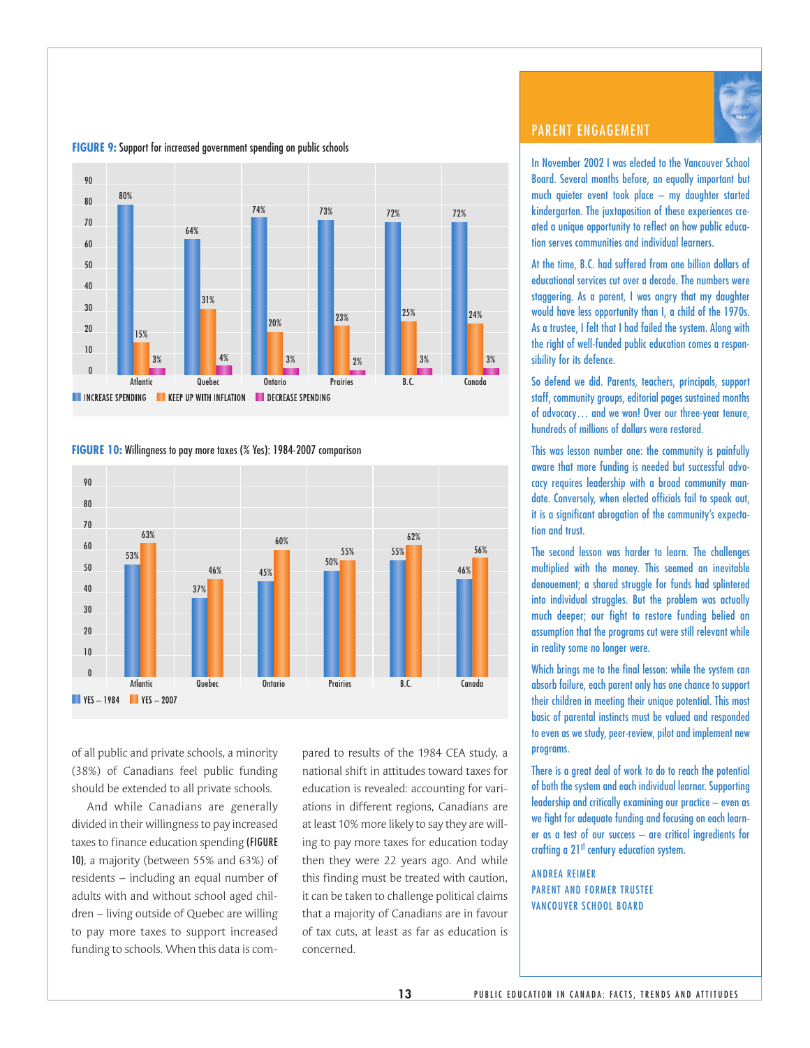**FIGURE 9:** Support for increased government spending on public schools

| | Atlantic | Quebec | Ontario | Prairies | B.C. | Canada |
|---|---|---|---|---|---|---|
| INCREASE SPENDING | 80% | 64% | 74% | 73% | 72% | 72% |
| KEEP UP WITH INFLATION | 15% | 31% | 20% | 23% | 25% | 24% |
| DECREASE SPENDING | 3% | 4% | 3% | 2% | 3% | 3% |

**FIGURE 10:** Willingness to pay more taxes (% Yes): 1984-2007 comparison

| | Atlantic | Quebec | Ontario | Prairies | B.C. | Canada |
|---|---|---|---|---|---|---|
| YES – 1984 | 53% | 37% | 45% | 50% | 55% | 46% |
| YES – 2007 | 63% | 46% | 60% | 55% | 62% | 56% |

of all public and private schools, a minority (38%) of Canadians feel public funding should be extended to all private schools.

And while Canadians are generally divided in their willingness to pay increased taxes to finance education spending **(FIGURE 10)**, a majority (between 55% and 63%) of residents – including an equal number of adults with and without school aged children – living outside of Quebec are willing to pay more taxes to support increased funding to schools. When this data is compared to results of the 1984 CEA study, a national shift in attitudes toward taxes for education is revealed: accounting for variations in different regions, Canadians are at least 10% more likely to say they are willing to pay more taxes for education today then they were 22 years ago. And while this finding must be treated with caution, it can be taken to challenge political claims that a majority of Canadians are in favour of tax cuts, at least as far as education is concerned.

## PARENT ENGAGEMENT

In November 2002 I was elected to the Vancouver School Board. Several months before, an equally important but much quieter event took place – my daughter started kindergarten. The juxtaposition of these experiences created a unique opportunity to reflect on how public education serves communities and individual learners.

At the time, B.C. had suffered from one billion dollars of educational services cut over a decade. The numbers were staggering. As a parent, I was angry that my daughter would have less opportunity than I, a child of the 1970s. As a trustee, I felt that I had failed the system. Along with the right of well-funded public education comes a responsibility for its defence.

So defend we did. Parents, teachers, principals, support staff, community groups, editorial pages sustained months of advocacy… and we won! Over our three-year tenure, hundreds of millions of dollars were restored.

This was lesson number one: the community is painfully aware that more funding is needed but successful advocacy requires leadership with a broad community mandate. Conversely, when elected officials fail to speak out, it is a significant abrogation of the community's expectation and trust.

The second lesson was harder to learn. The challenges multiplied with the money. This seemed an inevitable denouement; a shared struggle for funds had splintered into individual struggles. But the problem was actually much deeper; our fight to restore funding belied an assumption that the programs cut were still relevant while in reality some no longer were.

Which brings me to the final lesson: while the system can absorb failure, each parent only has one chance to support their children in meeting their unique potential. This most basic of parental instincts must be valued and responded to even as we study, peer-review, pilot and implement new programs.

There is a great deal of work to do to reach the potential of both the system and each individual learner. Supporting leadership and critically examining our practice – even as we fight for adequate funding and focusing on each learner as a test of our success – are critical ingredients for crafting a 21st century education system.

ANDREA REIMER
PARENT AND FORMER TRUSTEE
VANCOUVER SCHOOL BOARD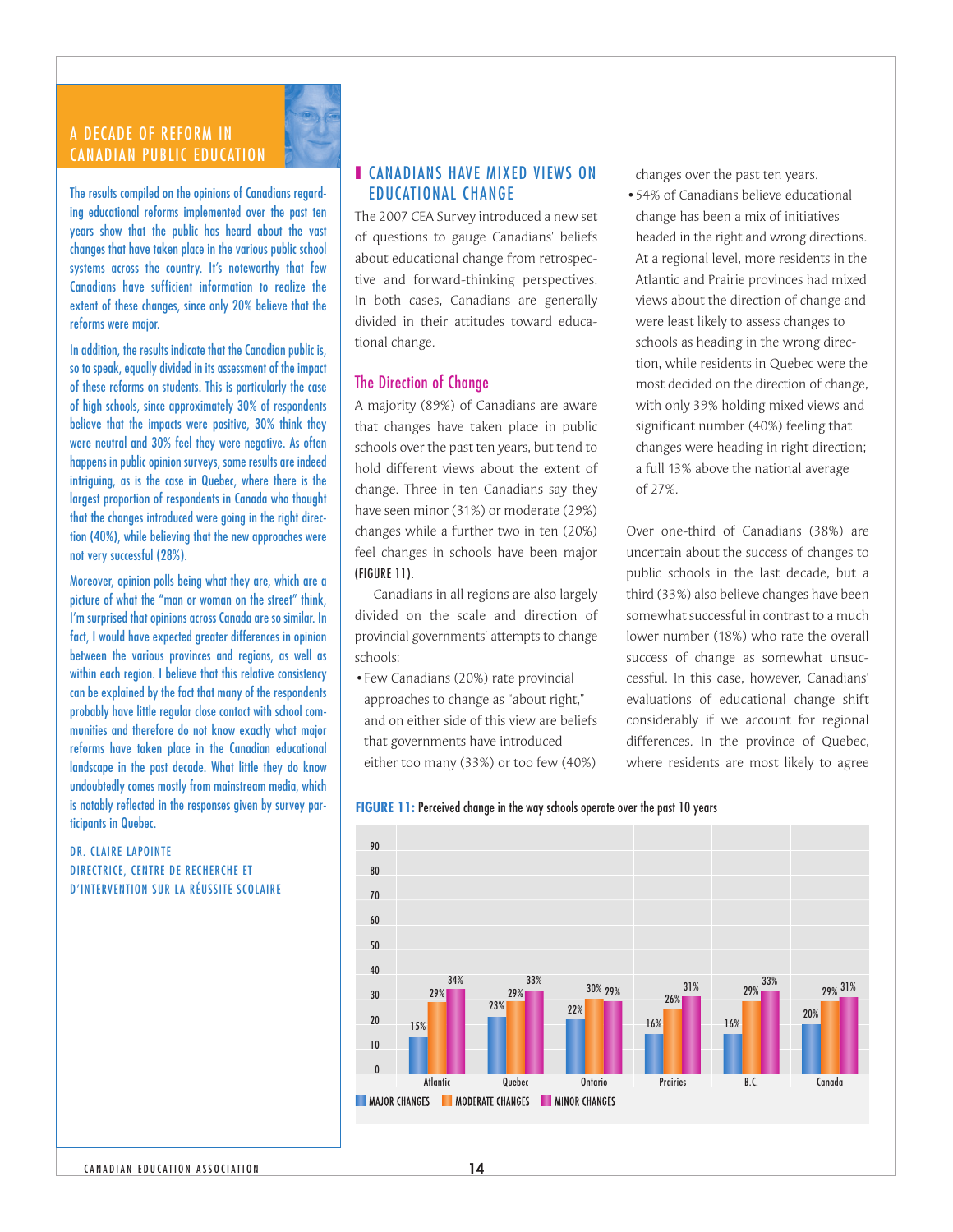## A DECADE OF REFORM IN CANADIAN PUBLIC EDUCATION

The results compiled on the opinions of Canadians regarding educational reforms implemented over the past ten years show that the public has heard about the vast changes that have taken place in the various public school systems across the country. It's noteworthy that few Canadians have sufficient information to realize the extent of these changes, since only 20% believe that the reforms were major.

In addition, the results indicate that the Canadian public is, so to speak, equally divided in its assessment of the impact of these reforms on students. This is particularly the case of high schools, since approximately 30% of respondents believe that the impacts were positive, 30% think they were neutral and 30% feel they were negative. As often happens in public opinion surveys, some results are indeed intriguing, as is the case in Quebec, where there is the largest proportion of respondents in Canada who thought that the changes introduced were going in the right direction (40%), while believing that the new approaches were not very successful (28%).

Moreover, opinion polls being what they are, which are a picture of what the "man or woman on the street" think, I'm surprised that opinions across Canada are so similar. In fact, I would have expected greater differences in opinion between the various provinces and regions, as well as within each region. I believe that this relative consistency can be explained by the fact that many of the respondents probably have little regular close contact with school communities and therefore do not know exactly what major reforms have taken place in the Canadian educational landscape in the past decade. What little they do know undoubtedly comes mostly from mainstream media, which is notably reflected in the responses given by survey participants in Quebec.

DR. CLAIRE LAPOINTE
DIRECTRICE, CENTRE DE RECHERCHE ET D'INTERVENTION SUR LA RÉUSSITE SCOLAIRE

## CANADIANS HAVE MIXED VIEWS ON EDUCATIONAL CHANGE

The 2007 CEA Survey introduced a new set of questions to gauge Canadians' beliefs about educational change from retrospective and forward-thinking perspectives. In both cases, Canadians are generally divided in their attitudes toward educational change.

### The Direction of Change

A majority (89%) of Canadians are aware that changes have taken place in public schools over the past ten years, but tend to hold different views about the extent of change. Three in ten Canadians say they have seen minor (31%) or moderate (29%) changes while a further two in ten (20%) feel changes in schools have been major (FIGURE 11).

Canadians in all regions are also largely divided on the scale and direction of provincial governments' attempts to change schools:

- Few Canadians (20%) rate provincial approaches to change as "about right," and on either side of this view are beliefs that governments have introduced either too many (33%) or too few (40%) changes over the past ten years.
- 54% of Canadians believe educational change has been a mix of initiatives headed in the right and wrong directions. At a regional level, more residents in the Atlantic and Prairie provinces had mixed views about the direction of change and were least likely to assess changes to schools as heading in the wrong direction, while residents in Quebec were the most decided on the direction of change, with only 39% holding mixed views and significant number (40%) feeling that changes were heading in right direction; a full 13% above the national average of 27%.

Over one-third of Canadians (38%) are uncertain about the success of changes to public schools in the last decade, but a third (33%) also believe changes have been somewhat successful in contrast to a much lower number (18%) who rate the overall success of change as somewhat unsuccessful. In this case, however, Canadians' evaluations of educational change shift considerably if we account for regional differences. In the province of Quebec, where residents are most likely to agree

**FIGURE 11:** Perceived change in the way schools operate over the past 10 years

| Region | Major changes | Moderate changes | Minor changes |
|---|---|---|---|
| Atlantic | 15% | 29% | 34% |
| Quebec | 23% | 29% | 33% |
| Ontario | 22% | 30% | 29% |
| Prairies | 16% | 26% | 31% |
| B.C. | 16% | 29% | 33% |
| Canada | 20% | 29% | 31% |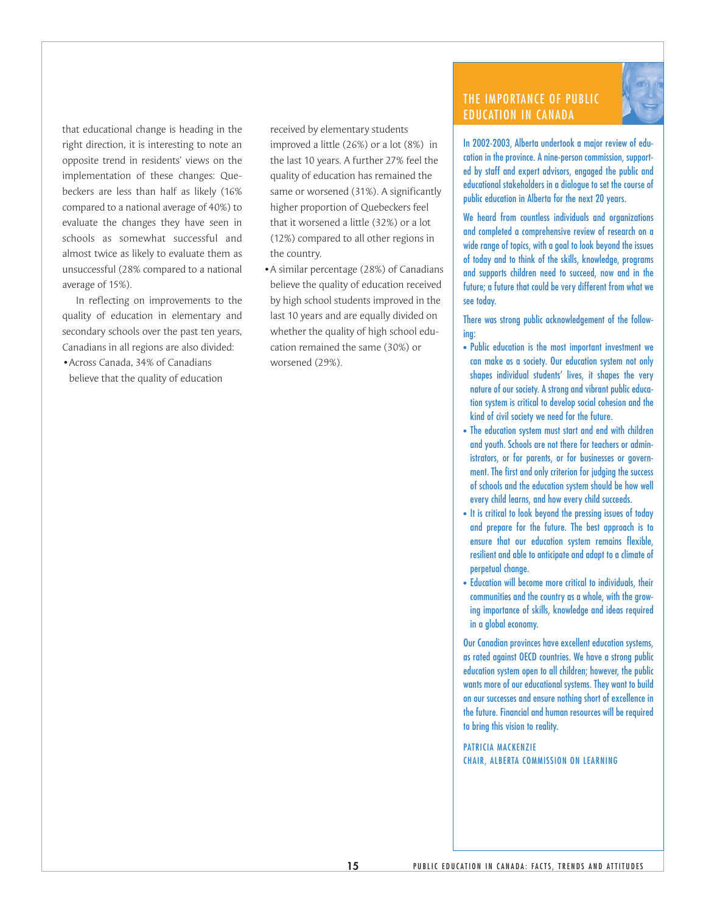that educational change is heading in the right direction, it is interesting to note an opposite trend in residents' views on the implementation of these changes: Quebeckers are less than half as likely (16% compared to a national average of 40%) to evaluate the changes they have seen in schools as somewhat successful and almost twice as likely to evaluate them as unsuccessful (28% compared to a national average of 15%).

In reflecting on improvements to the quality of education in elementary and secondary schools over the past ten years, Canadians in all regions are also divided:

- Across Canada, 34% of Canadians believe that the quality of education received by elementary students improved a little (26%) or a lot (8%) in the last 10 years. A further 27% feel the quality of education has remained the same or worsened (31%). A significantly higher proportion of Quebeckers feel that it worsened a little (32%) or a lot (12%) compared to all other regions in the country.
- A similar percentage (28%) of Canadians believe the quality of education received by high school students improved in the last 10 years and are equally divided on whether the quality of high school education remained the same (30%) or worsened (29%).

## THE IMPORTANCE OF PUBLIC EDUCATION IN CANADA

In 2002-2003, Alberta undertook a major review of education in the province. A nine-person commission, supported by staff and expert advisors, engaged the public and educational stakeholders in a dialogue to set the course of public education in Alberta for the next 20 years.

We heard from countless individuals and organizations and completed a comprehensive review of research on a wide range of topics, with a goal to look beyond the issues of today and to think of the skills, knowledge, programs and supports children need to succeed, now and in the future; a future that could be very different from what we see today.

There was strong public acknowledgement of the following:

- Public education is the most important investment we can make as a society. Our education system not only shapes individual students' lives, it shapes the very nature of our society. A strong and vibrant public education system is critical to develop social cohesion and the kind of civil society we need for the future.
- The education system must start and end with children and youth. Schools are not there for teachers or administrators, or for parents, or for businesses or government. The first and only criterion for judging the success of schools and the education system should be how well every child learns, and how every child succeeds.
- It is critical to look beyond the pressing issues of today and prepare for the future. The best approach is to ensure that our education system remains flexible, resilient and able to anticipate and adapt to a climate of perpetual change.
- Education will become more critical to individuals, their communities and the country as a whole, with the growing importance of skills, knowledge and ideas required in a global economy.

Our Canadian provinces have excellent education systems, as rated against OECD countries. We have a strong public education system open to all children; however, the public wants more of our educational systems. They want to build on our successes and ensure nothing short of excellence in the future. Financial and human resources will be required to bring this vision to reality.

PATRICIA MACKENZIE
CHAIR, ALBERTA COMMISSION ON LEARNING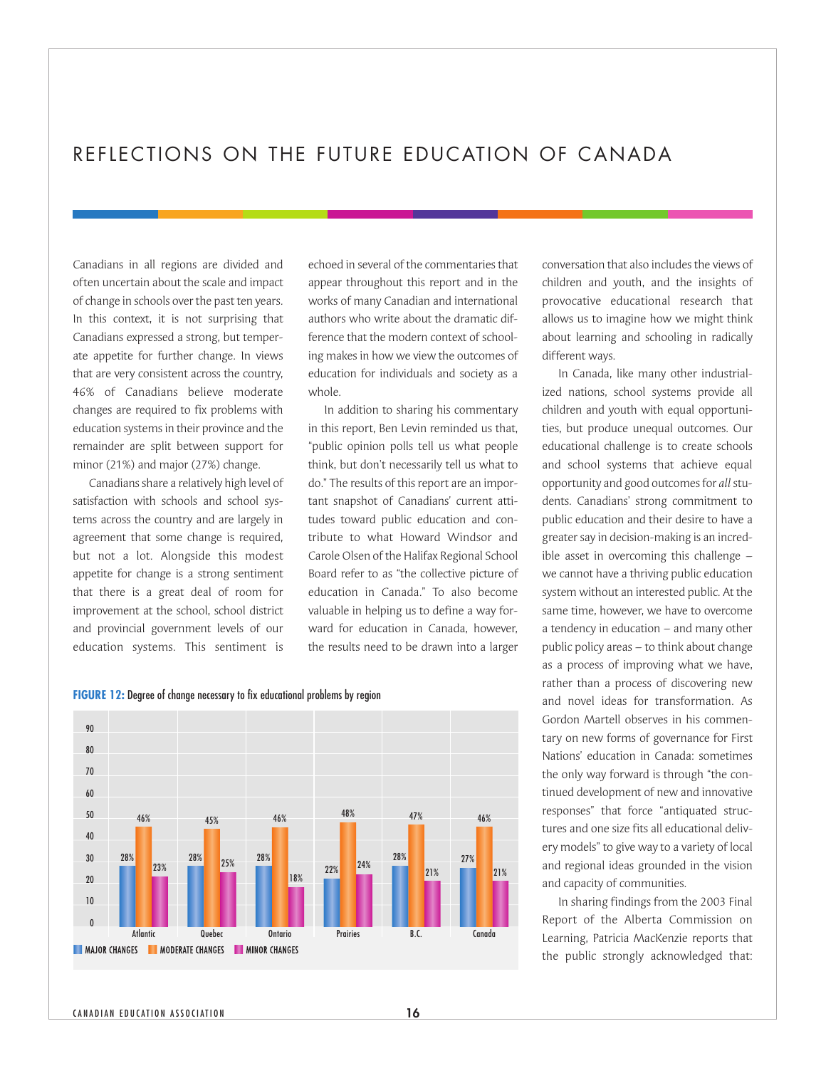# REFLECTIONS ON THE FUTURE EDUCATION OF CANADA

Canadians in all regions are divided and often uncertain about the scale and impact of change in schools over the past ten years. In this context, it is not surprising that Canadians expressed a strong, but temperate appetite for further change. In views that are very consistent across the country, 46% of Canadians believe moderate changes are required to fix problems with education systems in their province and the remainder are split between support for minor (21%) and major (27%) change.

Canadians share a relatively high level of satisfaction with schools and school systems across the country and are largely in agreement that some change is required, but not a lot. Alongside this modest appetite for change is a strong sentiment that there is a great deal of room for improvement at the school, school district and provincial government levels of our education systems. This sentiment is echoed in several of the commentaries that appear throughout this report and in the works of many Canadian and international authors who write about the dramatic difference that the modern context of schooling makes in how we view the outcomes of education for individuals and society as a whole.

In addition to sharing his commentary in this report, Ben Levin reminded us that, "public opinion polls tell us what people think, but don't necessarily tell us what to do." The results of this report are an important snapshot of Canadians' current attitudes toward public education and contribute to what Howard Windsor and Carole Olsen of the Halifax Regional School Board refer to as "the collective picture of education in Canada." To also become valuable in helping us to define a way forward for education in Canada, however, the results need to be drawn into a larger conversation that also includes the views of children and youth, and the insights of provocative educational research that allows us to imagine how we might think about learning and schooling in radically different ways.

**FIGURE 12:** Degree of change necessary to fix educational problems by region

| Region | Major changes | Moderate changes | Minor changes |
|---|---|---|---|
| Atlantic | 28% | 46% | 23% |
| Quebec | 28% | 45% | 25% |
| Ontario | 28% | 46% | 18% |
| Prairies | 22% | 48% | 24% |
| B.C. | 28% | 47% | 21% |
| Canada | 27% | 46% | 21% |

In Canada, like many other industrialized nations, school systems provide all children and youth with equal opportunities, but produce unequal outcomes. Our educational challenge is to create schools and school systems that achieve equal opportunity and good outcomes for *all* students. Canadians' strong commitment to public education and their desire to have a greater say in decision-making is an incredible asset in overcoming this challenge – we cannot have a thriving public education system without an interested public. At the same time, however, we have to overcome a tendency in education – and many other public policy areas – to think about change as a process of improving what we have, rather than a process of discovering new and novel ideas for transformation. As Gordon Martell observes in his commentary on new forms of governance for First Nations' education in Canada: sometimes the only way forward is through "the continued development of new and innovative responses" that force "antiquated structures and one size fits all educational delivery models" to give way to a variety of local and regional ideas grounded in the vision and capacity of communities.

In sharing findings from the 2003 Final Report of the Alberta Commission on Learning, Patricia MacKenzie reports that the public strongly acknowledged that: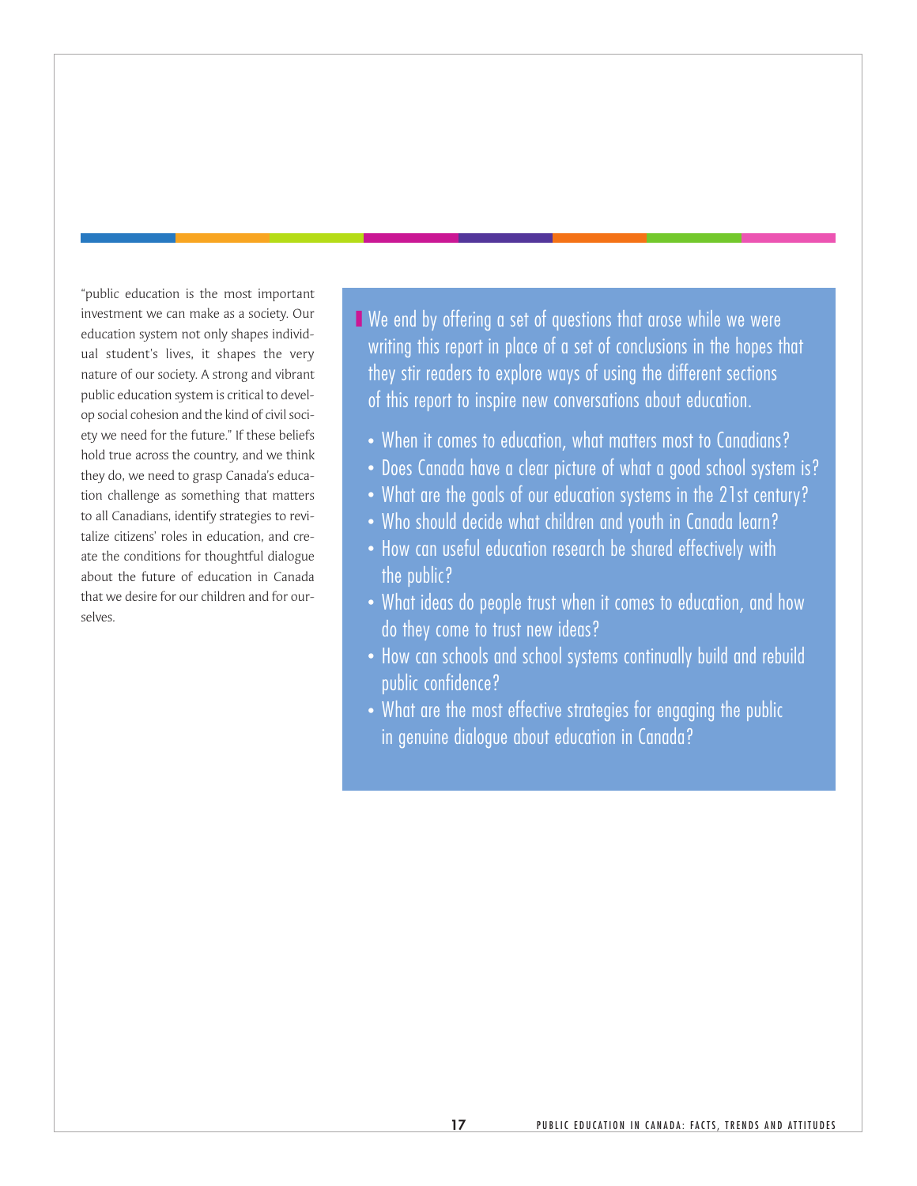"public education is the most important investment we can make as a society. Our education system not only shapes individual student's lives, it shapes the very nature of our society. A strong and vibrant public education system is critical to develop social cohesion and the kind of civil society we need for the future." If these beliefs hold true across the country, and we think they do, we need to grasp Canada's education challenge as something that matters to all Canadians, identify strategies to revitalize citizens' roles in education, and create the conditions for thoughtful dialogue about the future of education in Canada that we desire for our children and for ourselves.

We end by offering a set of questions that arose while we were writing this report in place of a set of conclusions in the hopes that they stir readers to explore ways of using the different sections of this report to inspire new conversations about education.

- When it comes to education, what matters most to Canadians?
- Does Canada have a clear picture of what a good school system is?
- What are the goals of our education systems in the 21st century?
- Who should decide what children and youth in Canada learn?
- How can useful education research be shared effectively with the public?
- What ideas do people trust when it comes to education, and how do they come to trust new ideas?
- How can schools and school systems continually build and rebuild public confidence?
- What are the most effective strategies for engaging the public in genuine dialogue about education in Canada?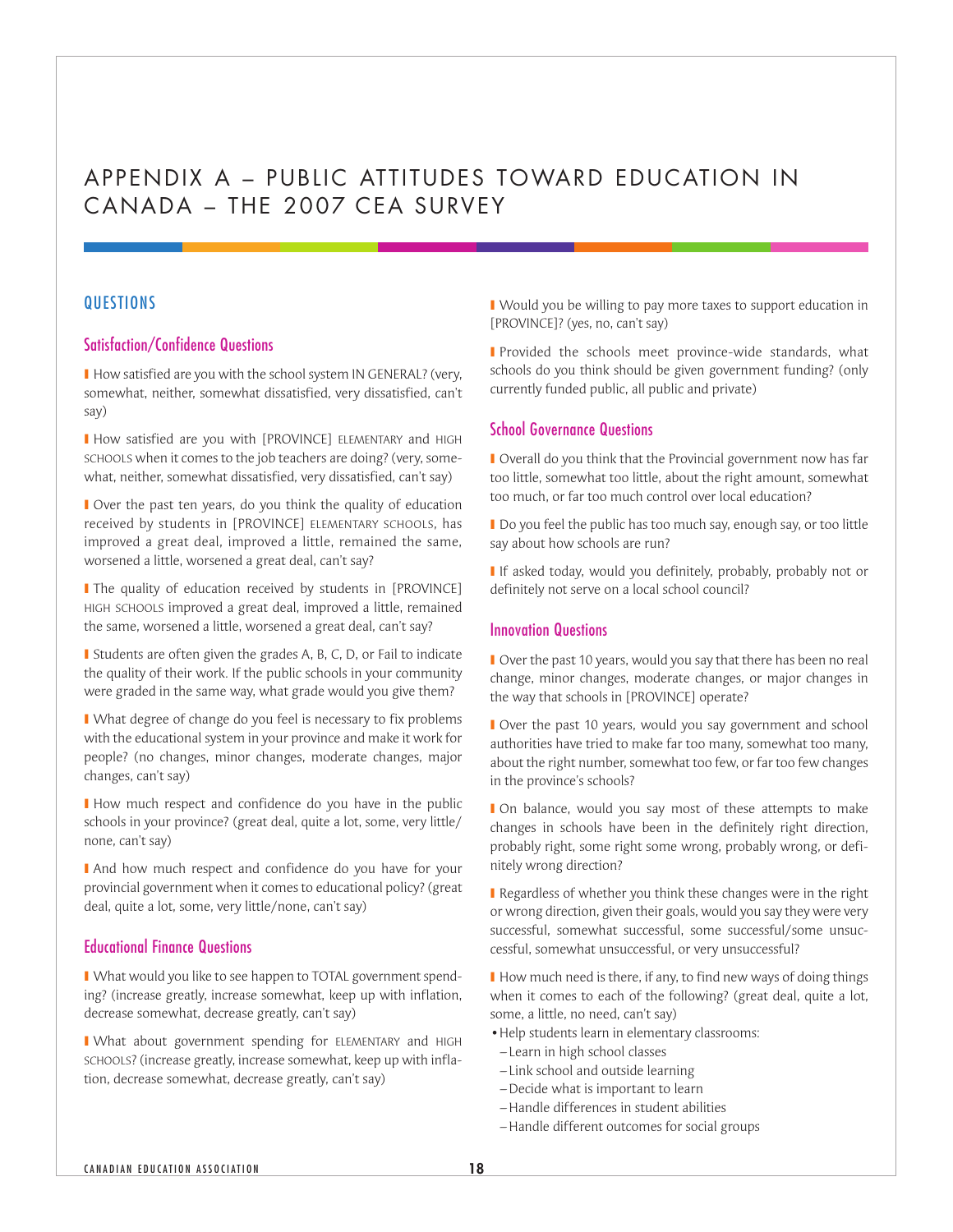# APPENDIX A – PUBLIC ATTITUDES TOWARD EDUCATION IN CANADA – THE 2007 CEA SURVEY

## QUESTIONS

### Satisfaction/Confidence Questions

- How satisfied are you with the school system IN GENERAL? (very, somewhat, neither, somewhat dissatisfied, very dissatisfied, can't say)
- How satisfied are you with [PROVINCE] ELEMENTARY and HIGH SCHOOLS when it comes to the job teachers are doing? (very, somewhat, neither, somewhat dissatisfied, very dissatisfied, can't say)
- Over the past ten years, do you think the quality of education received by students in [PROVINCE] ELEMENTARY SCHOOLS, has improved a great deal, improved a little, remained the same, worsened a little, worsened a great deal, can't say?
- The quality of education received by students in [PROVINCE] HIGH SCHOOLS improved a great deal, improved a little, remained the same, worsened a little, worsened a great deal, can't say?
- Students are often given the grades A, B, C, D, or Fail to indicate the quality of their work. If the public schools in your community were graded in the same way, what grade would you give them?
- What degree of change do you feel is necessary to fix problems with the educational system in your province and make it work for people? (no changes, minor changes, moderate changes, major changes, can't say)
- How much respect and confidence do you have in the public schools in your province? (great deal, quite a lot, some, very little/none, can't say)
- And how much respect and confidence do you have for your provincial government when it comes to educational policy? (great deal, quite a lot, some, very little/none, can't say)

### Educational Finance Questions

- What would you like to see happen to TOTAL government spending? (increase greatly, increase somewhat, keep up with inflation, decrease somewhat, decrease greatly, can't say)
- What about government spending for ELEMENTARY and HIGH SCHOOLS? (increase greatly, increase somewhat, keep up with inflation, decrease somewhat, decrease greatly, can't say)
- Would you be willing to pay more taxes to support education in [PROVINCE]? (yes, no, can't say)
- Provided the schools meet province-wide standards, what schools do you think should be given government funding? (only currently funded public, all public and private)

### School Governance Questions

- Overall do you think that the Provincial government now has far too little, somewhat too little, about the right amount, somewhat too much, or far too much control over local education?
- Do you feel the public has too much say, enough say, or too little say about how schools are run?
- If asked today, would you definitely, probably, probably not or definitely not serve on a local school council?

### Innovation Questions

- Over the past 10 years, would you say that there has been no real change, minor changes, moderate changes, or major changes in the way that schools in [PROVINCE] operate?
- Over the past 10 years, would you say government and school authorities have tried to make far too many, somewhat too many, about the right number, somewhat too few, or far too few changes in the province's schools?
- On balance, would you say most of these attempts to make changes in schools have been in the definitely right direction, probably right, some right some wrong, probably wrong, or definitely wrong direction?
- Regardless of whether you think these changes were in the right or wrong direction, given their goals, would you say they were very successful, somewhat successful, some successful/some unsuccessful, somewhat unsuccessful, or very unsuccessful?
- How much need is there, if any, to find new ways of doing things when it comes to each of the following? (great deal, quite a lot, some, a little, no need, can't say)
  - Help students learn in elementary classrooms:
    - Learn in high school classes
    - Link school and outside learning
    - Decide what is important to learn
    - Handle differences in student abilities
    - Handle different outcomes for social groups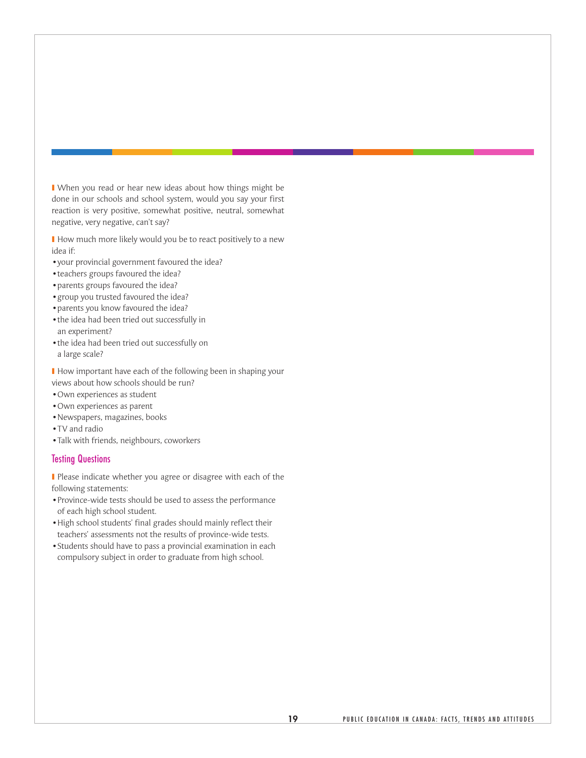When you read or hear new ideas about how things might be done in our schools and school system, would you say your first reaction is very positive, somewhat positive, neutral, somewhat negative, very negative, can't say?

How much more likely would you be to react positively to a new idea if:

- your provincial government favoured the idea?
- teachers groups favoured the idea?
- parents groups favoured the idea?
- group you trusted favoured the idea?
- parents you know favoured the idea?
- the idea had been tried out successfully in an experiment?
- the idea had been tried out successfully on a large scale?

How important have each of the following been in shaping your views about how schools should be run?

- Own experiences as student
- Own experiences as parent
- Newspapers, magazines, books
- TV and radio
- Talk with friends, neighbours, coworkers

## Testing Questions

Please indicate whether you agree or disagree with each of the following statements:

- Province-wide tests should be used to assess the performance of each high school student.
- High school students' final grades should mainly reflect their teachers' assessments not the results of province-wide tests.
- Students should have to pass a provincial examination in each compulsory subject in order to graduate from high school.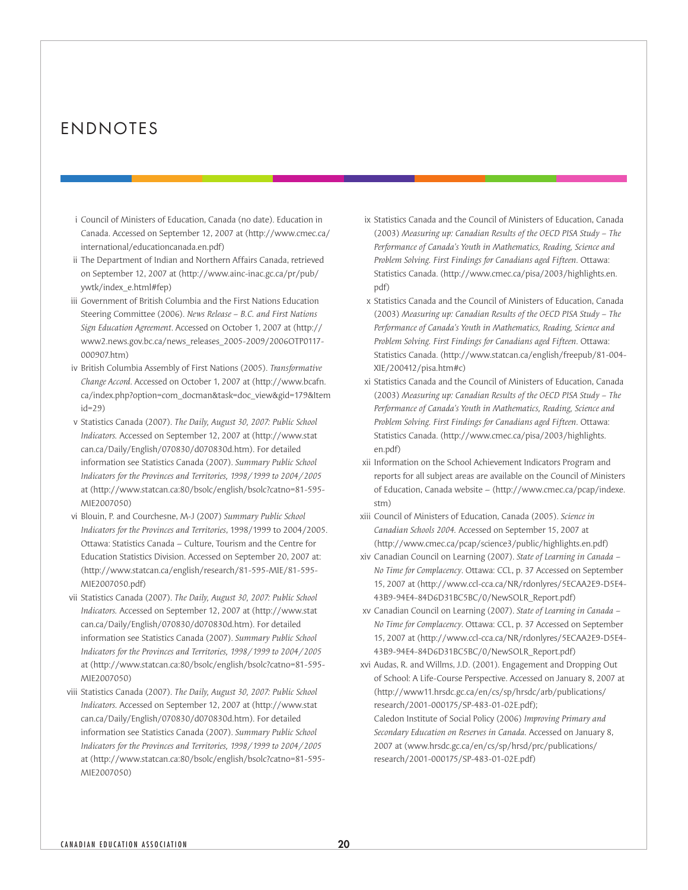# ENDNOTES

i Council of Ministers of Education, Canada (no date). Education in Canada. Accessed on September 12, 2007 at (http://www.cmec.ca/international/educationcanada.en.pdf)

ii The Department of Indian and Northern Affairs Canada, retrieved on September 12, 2007 at (http://www.ainc-inac.gc.ca/pr/pub/ywtk/index_e.html#fep)

iii Government of British Columbia and the First Nations Education Steering Committee (2006). *News Release – B.C. and First Nations Sign Education Agreement*. Accessed on October 1, 2007 at (http://www2.news.gov.bc.ca/news_releases_2005-2009/2006OTP0117-000907.htm)

iv British Columbia Assembly of First Nations (2005). *Transformative Change Accord*. Accessed on October 1, 2007 at (http://www.bcafn.ca/index.php?option=com_docman&task=doc_view&gid=179&Itemid=29)

v Statistics Canada (2007). *The Daily, August 30, 2007: Public School Indicators.* Accessed on September 12, 2007 at (http://www.statcan.ca/Daily/English/070830/d070830d.htm). For detailed information see Statistics Canada (2007). *Summary Public School Indicators for the Provinces and Territories, 1998/1999 to 2004/2005* at (http://www.statcan.ca:80/bsolc/english/bsolc?catno=81-595-MIE2007050)

vi Blouin, P. and Courchesne, M-J (2007) *Summary Public School Indicators for the Provinces and Territories*, 1998/1999 to 2004/2005. Ottawa: Statistics Canada – Culture, Tourism and the Centre for Education Statistics Division. Accessed on September 20, 2007 at: (http://www.statcan.ca/english/research/81-595-MIE/81-595-MIE2007050.pdf)

vii Statistics Canada (2007). *The Daily, August 30, 2007: Public School Indicators.* Accessed on September 12, 2007 at (http://www.statcan.ca/Daily/English/070830/d070830d.htm). For detailed information see Statistics Canada (2007). *Summary Public School Indicators for the Provinces and Territories, 1998/1999 to 2004/2005* at (http://www.statcan.ca:80/bsolc/english/bsolc?catno=81-595-MIE2007050)

viii Statistics Canada (2007). *The Daily, August 30, 2007: Public School Indicators.* Accessed on September 12, 2007 at (http://www.statcan.ca/Daily/English/070830/d070830d.htm). For detailed information see Statistics Canada (2007). *Summary Public School Indicators for the Provinces and Territories, 1998/1999 to 2004/2005* at (http://www.statcan.ca:80/bsolc/english/bsolc?catno=81-595-MIE2007050)

ix Statistics Canada and the Council of Ministers of Education, Canada (2003) *Measuring up: Canadian Results of the OECD PISA Study – The Performance of Canada's Youth in Mathematics, Reading, Science and Problem Solving. First Findings for Canadians aged Fifteen.* Ottawa: Statistics Canada. (http://www.cmec.ca/pisa/2003/highlights.en.pdf)

x Statistics Canada and the Council of Ministers of Education, Canada (2003) *Measuring up: Canadian Results of the OECD PISA Study – The Performance of Canada's Youth in Mathematics, Reading, Science and Problem Solving. First Findings for Canadians aged Fifteen.* Ottawa: Statistics Canada. (http://www.statcan.ca/english/freepub/81-004-XIE/200412/pisa.htm#c)

xi Statistics Canada and the Council of Ministers of Education, Canada (2003) *Measuring up: Canadian Results of the OECD PISA Study – The Performance of Canada's Youth in Mathematics, Reading, Science and Problem Solving. First Findings for Canadians aged Fifteen.* Ottawa: Statistics Canada. (http://www.cmec.ca/pisa/2003/highlights.en.pdf)

xii Information on the School Achievement Indicators Program and reports for all subject areas are available on the Council of Ministers of Education, Canada website – (http://www.cmec.ca/pcap/indexe.stm)

xiii Council of Ministers of Education, Canada (2005). *Science in Canadian Schools 2004.* Accessed on September 15, 2007 at (http://www.cmec.ca/pcap/science3/public/highlights.en.pdf)

xiv Canadian Council on Learning (2007). *State of Learning in Canada – No Time for Complacency*. Ottawa: CCL, p. 37 Accessed on September 15, 2007 at (http://www.ccl-cca.ca/NR/rdonlyres/5ECAA2E9-D5E4-43B9-94E4-84D6D31BC5BC/0/NewSOLR_Report.pdf)

xv Canadian Council on Learning (2007). *State of Learning in Canada – No Time for Complacency*. Ottawa: CCL, p. 37 Accessed on September 15, 2007 at (http://www.ccl-cca.ca/NR/rdonlyres/5ECAA2E9-D5E4-43B9-94E4-84D6D31BC5BC/0/NewSOLR_Report.pdf)

xvi Audas, R. and Willms, J.D. (2001). Engagement and Dropping Out of School: A Life-Course Perspective. Accessed on January 8, 2007 at (http://www11.hrsdc.gc.ca/en/cs/sp/hrsdc/arb/publications/research/2001-000175/SP-483-01-02E.pdf);
Caledon Institute of Social Policy (2006) *Improving Primary and Secondary Education on Reserves in Canada.* Accessed on January 8, 2007 at (www.hrsdc.gc.ca/en/cs/sp/hrsd/prc/publications/research/2001-000175/SP-483-01-02E.pdf)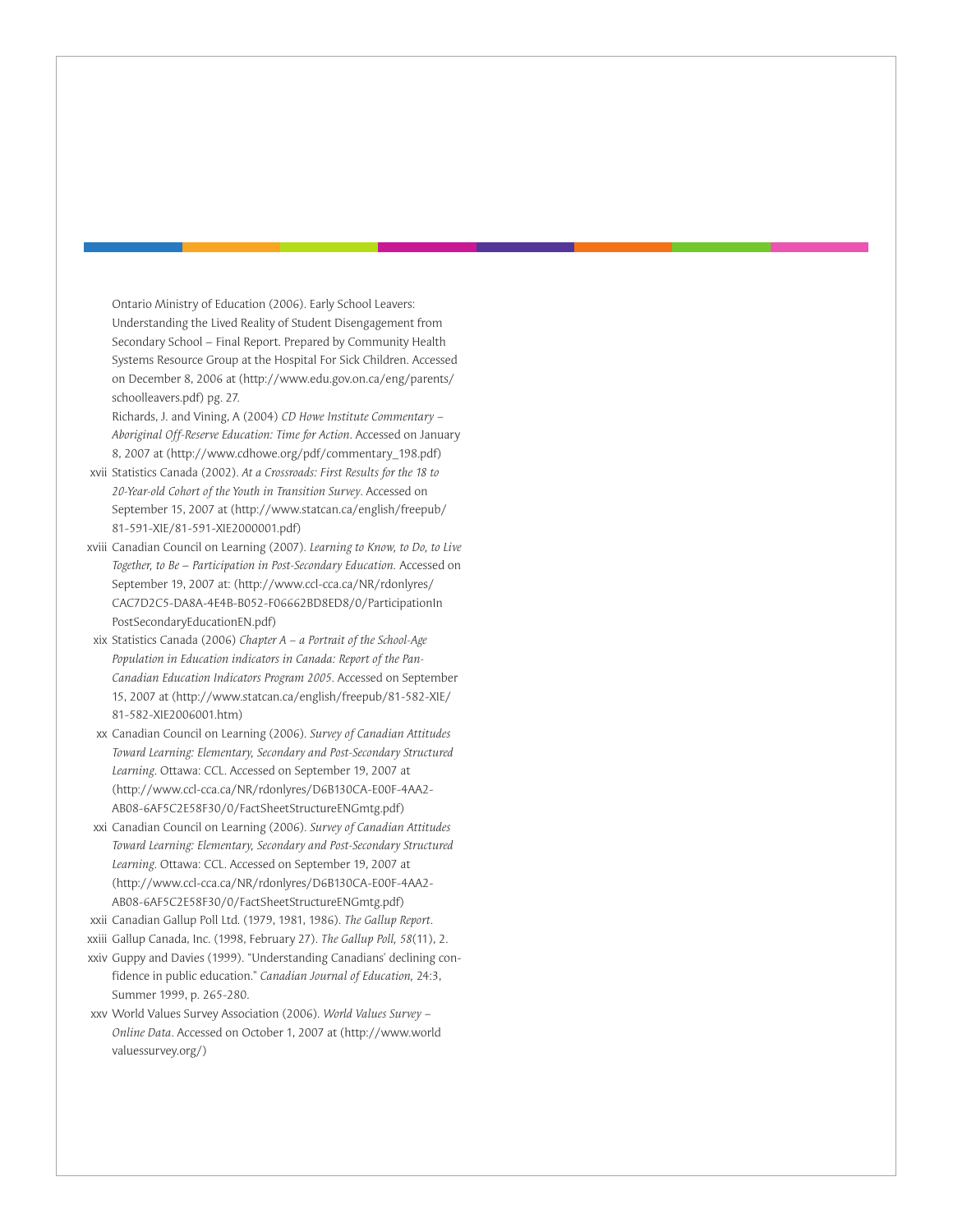Ontario Ministry of Education (2006). Early School Leavers: Understanding the Lived Reality of Student Disengagement from Secondary School – Final Report. Prepared by Community Health Systems Resource Group at the Hospital For Sick Children. Accessed on December 8, 2006 at (http://www.edu.gov.on.ca/eng/parents/schoolleavers.pdf) pg. 27.

Richards, J. and Vining, A (2004) *CD Howe Institute Commentary – Aboriginal Off-Reserve Education: Time for Action*. Accessed on January 8, 2007 at (http://www.cdhowe.org/pdf/commentary_198.pdf)

xvii Statistics Canada (2002). *At a Crossroads: First Results for the 18 to 20-Year-old Cohort of the Youth in Transition Survey*. Accessed on September 15, 2007 at (http://www.statcan.ca/english/freepub/81-591-XIE/81-591-XIE2000001.pdf)

xviii Canadian Council on Learning (2007). *Learning to Know, to Do, to Live Together, to Be – Participation in Post-Secondary Education*. Accessed on September 19, 2007 at: (http://www.ccl-cca.ca/NR/rdonlyres/CAC7D2C5-DA8A-4E4B-B052-F06662BD8ED8/0/ParticipationInPostSecondaryEducationEN.pdf)

xix Statistics Canada (2006) *Chapter A – a Portrait of the School-Age Population in Education indicators in Canada: Report of the Pan-Canadian Education Indicators Program 2005*. Accessed on September 15, 2007 at (http://www.statcan.ca/english/freepub/81-582-XIE/81-582-XIE2006001.htm)

xx Canadian Council on Learning (2006). *Survey of Canadian Attitudes Toward Learning: Elementary, Secondary and Post-Secondary Structured Learning*. Ottawa: CCL. Accessed on September 19, 2007 at (http://www.ccl-cca.ca/NR/rdonlyres/D6B130CA-E00F-4AA2-AB08-6AF5C2E58F30/0/FactSheetStructureENGmtg.pdf)

xxi Canadian Council on Learning (2006). *Survey of Canadian Attitudes Toward Learning: Elementary, Secondary and Post-Secondary Structured Learning*. Ottawa: CCL. Accessed on September 19, 2007 at (http://www.ccl-cca.ca/NR/rdonlyres/D6B130CA-E00F-4AA2-AB08-6AF5C2E58F30/0/FactSheetStructureENGmtg.pdf)

xxii Canadian Gallup Poll Ltd. (1979, 1981, 1986). *The Gallup Report*.

xxiii Gallup Canada, Inc. (1998, February 27). *The Gallup Poll, 58*(11), 2.

xxiv Guppy and Davies (1999). "Understanding Canadians' declining confidence in public education." *Canadian Journal of Education*, 24:3, Summer 1999, p. 265-280.

xxv World Values Survey Association (2006). *World Values Survey – Online Data*. Accessed on October 1, 2007 at (http://www.worldvaluessurvey.org/)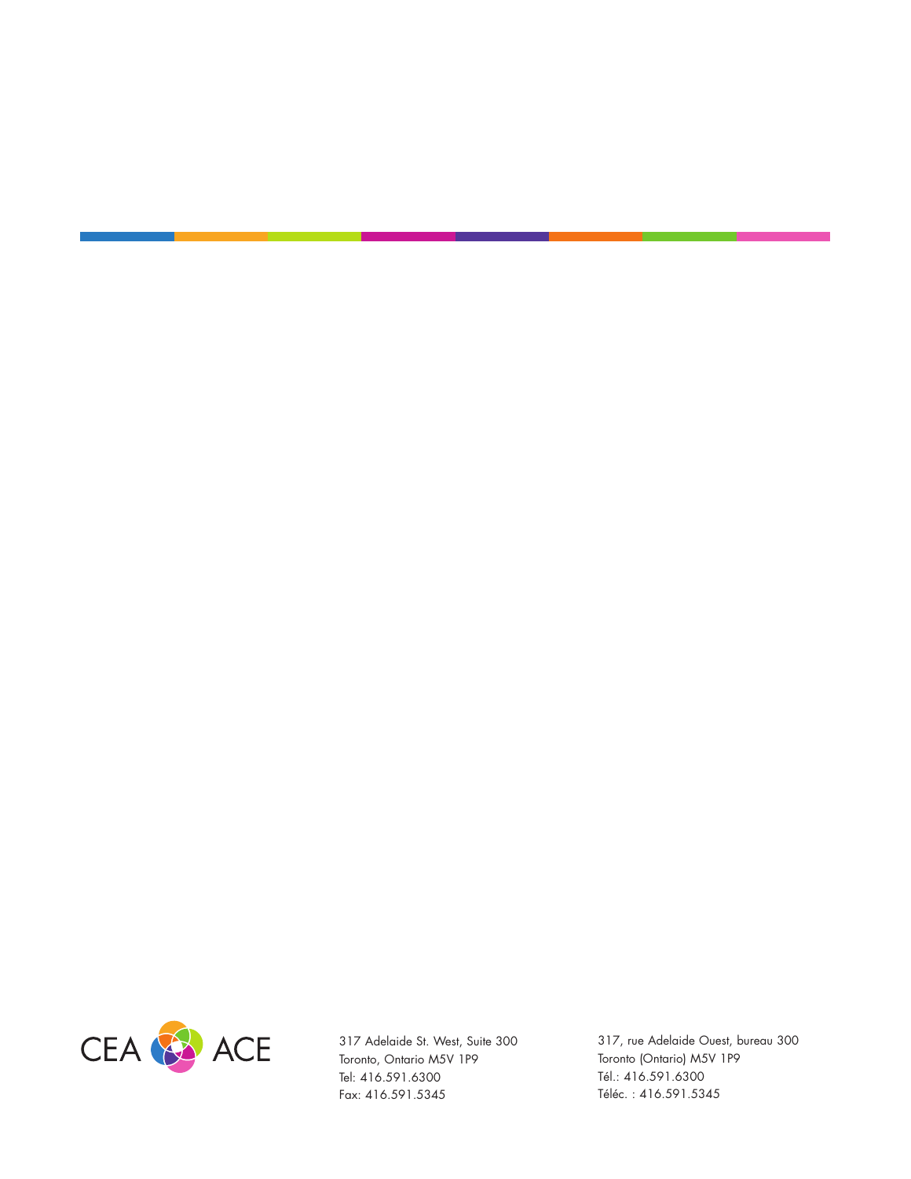CEA ACE

317 Adelaide St. West, Suite 300
Toronto, Ontario M5V 1P9
Tel: 416.591.6300
Fax: 416.591.5345

317, rue Adelaide Ouest, bureau 300
Toronto (Ontario) M5V 1P9
Tél.: 416.591.6300
Téléc. : 416.591.5345